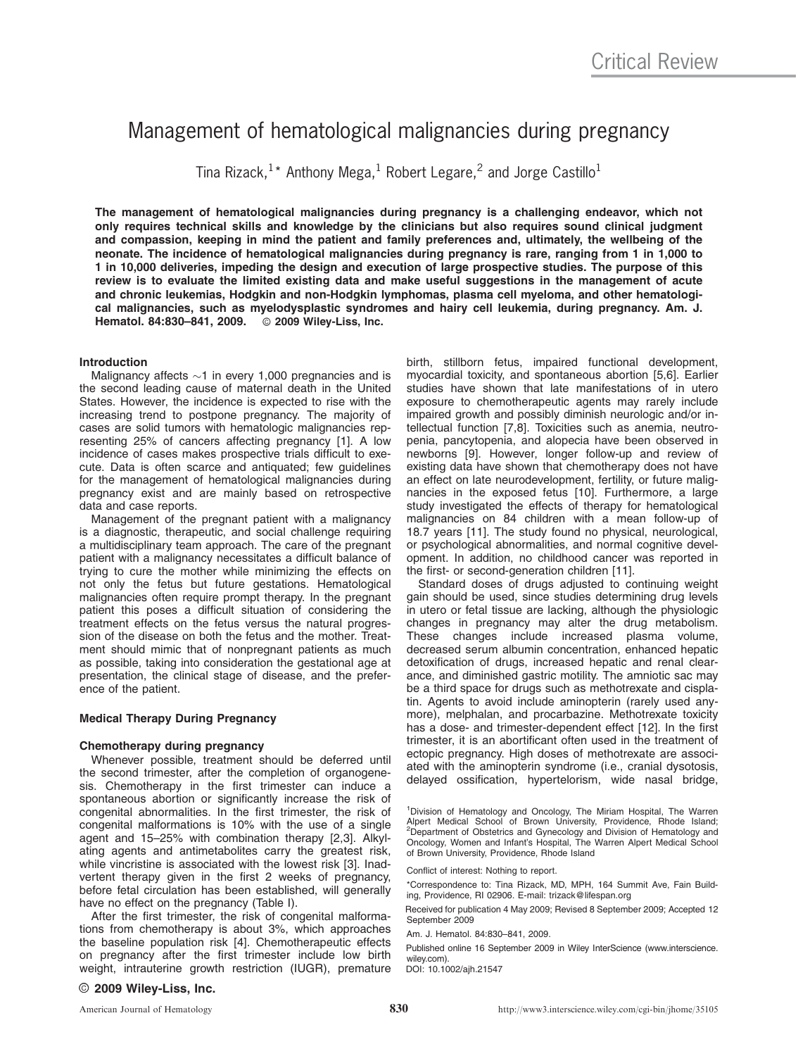Critical Review

# Management of hematological malignancies during pregnancy

Tina Rizack,[1]* Anthony Mega,[1] Robert Legare,[2] and Jorge Castillo[1]

**The management of hematological malignancies during pregnancy is a challenging endeavor, which not only requires technical skills and knowledge by the clinicians but also requires sound clinical judgment and compassion, keeping in mind the patient and family preferences and, ultimately, the wellbeing of the neonate. The incidence of hematological malignancies during pregnancy is rare, ranging from 1 in 1,000 to 1 in 10,000 deliveries, impeding the design and execution of large prospective studies. The purpose of this review is to evaluate the limited existing data and make useful suggestions in the management of acute and chronic leukemias, Hodgkin and non-Hodgkin lymphomas, plasma cell myeloma, and other hematological malignancies, such as myelodysplastic syndromes and hairy cell leukemia, during pregnancy. Am. J. Hematol. 84:830–841, 2009. © 2009 Wiley-Liss, Inc.**

## Introduction

Malignancy affects ~1 in every 1,000 pregnancies and is the second leading cause of maternal death in the United States. However, the incidence is expected to rise with the increasing trend to postpone pregnancy. The majority of cases are solid tumors with hematologic malignancies representing 25% of cancers affecting pregnancy [1]. A low incidence of cases makes prospective trials difficult to execute. Data is often scarce and antiquated; few guidelines for the management of hematological malignancies during pregnancy exist and are mainly based on retrospective data and case reports.

Management of the pregnant patient with a malignancy is a diagnostic, therapeutic, and social challenge requiring a multidisciplinary team approach. The care of the pregnant patient with a malignancy necessitates a difficult balance of trying to cure the mother while minimizing the effects on not only the fetus but future gestations. Hematological malignancies often require prompt therapy. In the pregnant patient this poses a difficult situation of considering the treatment effects on the fetus versus the natural progression of the disease on both the fetus and the mother. Treatment should mimic that of nonpregnant patients as much as possible, taking into consideration the gestational age at presentation, the clinical stage of disease, and the preference of the patient.

## Medical Therapy During Pregnancy

### Chemotherapy during pregnancy

Whenever possible, treatment should be deferred until the second trimester, after the completion of organogenesis. Chemotherapy in the first trimester can induce a spontaneous abortion or significantly increase the risk of congenital abnormalities. In the first trimester, the risk of congenital malformations is 10% with the use of a single agent and 15–25% with combination therapy [2,3]. Alkylating agents and antimetabolites carry the greatest risk, while vincristine is associated with the lowest risk [3]. Inadvertent therapy given in the first 2 weeks of pregnancy, before fetal circulation has been established, will generally have no effect on the pregnancy (Table I).

After the first trimester, the risk of congenital malformations from chemotherapy is about 3%, which approaches the baseline population risk [4]. Chemotherapeutic effects on pregnancy after the first trimester include low birth weight, intrauterine growth restriction (IUGR), premature birth, stillborn fetus, impaired functional development, myocardial toxicity, and spontaneous abortion [5,6]. Earlier studies have shown that late manifestations of in utero exposure to chemotherapeutic agents may rarely include impaired growth and possibly diminish neurologic and/or intellectual function [7,8]. Toxicities such as anemia, neutropenia, pancytopenia, and alopecia have been observed in newborns [9]. However, longer follow-up and review of existing data have shown that chemotherapy does not have an effect on late neurodevelopment, fertility, or future malignancies in the exposed fetus [10]. Furthermore, a large study investigated the effects of therapy for hematological malignancies on 84 children with a mean follow-up of 18.7 years [11]. The study found no physical, neurological, or psychological abnormalities, and normal cognitive development. In addition, no childhood cancer was reported in the first- or second-generation children [11].

Standard doses of drugs adjusted to continuing weight gain should be used, since studies determining drug levels in utero or fetal tissue are lacking, although the physiologic changes in pregnancy may alter the drug metabolism. These changes include increased plasma volume, decreased serum albumin concentration, enhanced hepatic detoxification of drugs, increased hepatic and renal clearance, and diminished gastric motility. The amniotic sac may be a third space for drugs such as methotrexate and cisplatin. Agents to avoid include aminopterin (rarely used anymore), melphalan, and procarbazine. Methotrexate toxicity has a dose- and trimester-dependent effect [12]. In the first trimester, it is an abortificant often used in the treatment of ectopic pregnancy. High doses of methotrexate are associated with the aminopterin syndrome (i.e., cranial dysotosis, delayed ossification, hypertelorism, wide nasal bridge,

[1]Division of Hematology and Oncology, The Miriam Hospital, The Warren Alpert Medical School of Brown University, Providence, Rhode Island; [2]Department of Obstetrics and Gynecology and Division of Hematology and Oncology, Women and Infant's Hospital, The Warren Alpert Medical School of Brown University, Providence, Rhode Island

Conflict of interest: Nothing to report.

*Correspondence to: Tina Rizack, MD, MPH, 164 Summit Ave, Fain Building, Providence, RI 02906. E-mail: trizack@lifespan.org

Received for publication 4 May 2009; Revised 8 September 2009; Accepted 12 September 2009

Am. J. Hematol. 84:830–841, 2009.

Published online 16 September 2009 in Wiley InterScience (www.interscience.wiley.com).

DOI: 10.1002/ajh.21547

© 2009 Wiley-Liss, Inc.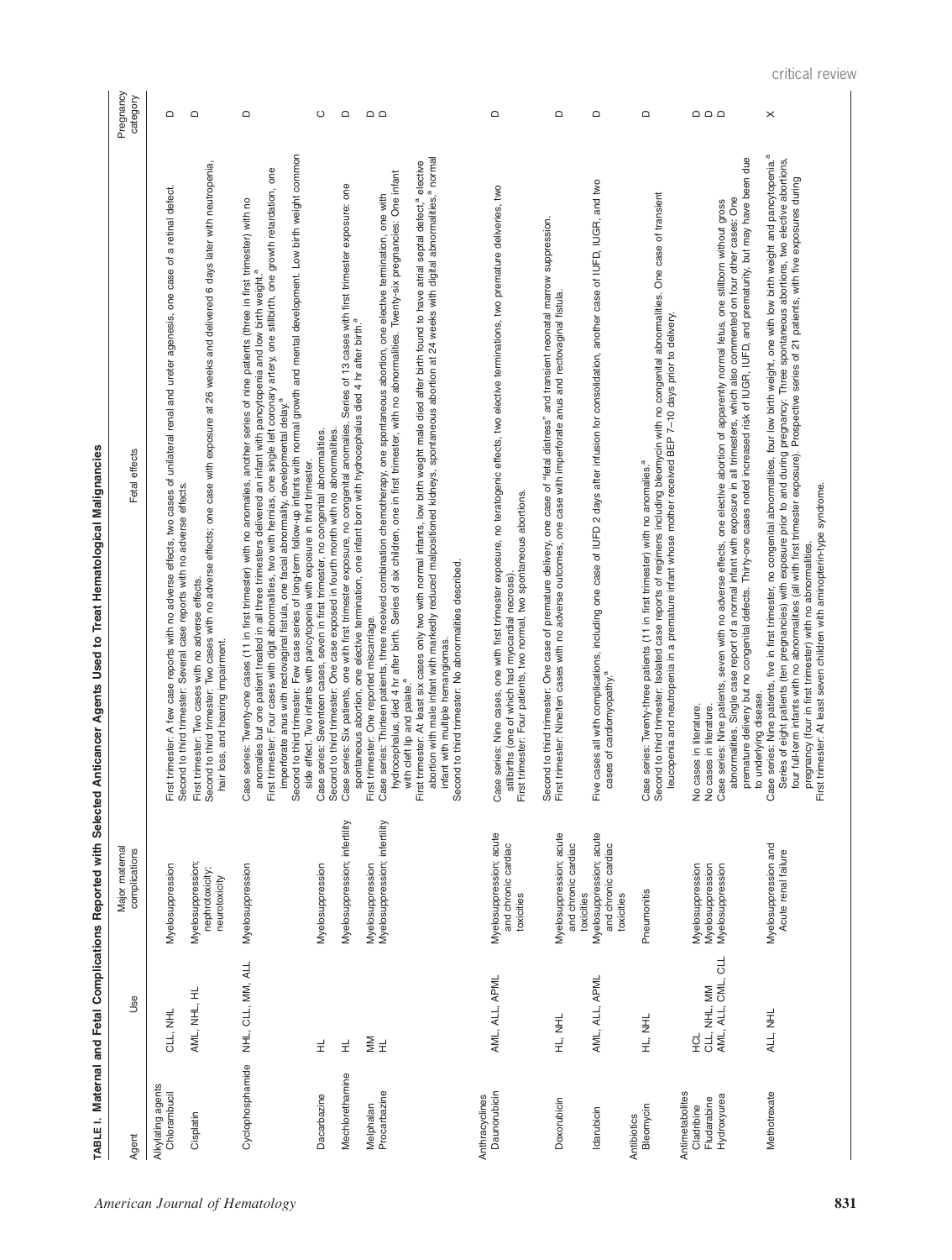**TABLE I. Maternal and Fetal Complications Reported with Selected Anticancer Agents Used to Treat Hematological Malignancies**

| Agent | Use | Major maternal complications | Fetal effects | Pregnancy category |
|---|---|---|---|---|
| **Alkylating agents** | | | | |
| Chlorambucil | CLL, NHL | Myelosuppression | First trimester: A few case reports with no adverse effects, two cases of unilateral renal and ureter agenesis, one case of a retinal defect. Second to third trimester: Several case reports with no adverse effects. | D |
| Cisplatin | AML, NHL, HL | Myelosuppression; nephrotoxicity; neurotoxicity | First trimester: Two cases with no adverse effects. Second to third trimester: Two cases with no adverse effects; one case with exposure at 26 weeks and delivered 6 days later with neutropenia, hair loss, and hearing impairment. | D |
| Cyclophosphamide | NHL, CLL, MM, ALL | Myelosuppression | Case series: Twenty-one cases (11 in first trimester) with no anomalies, another series of nine patients (three in first trimester) with no anomalies but one patient treated in all three trimesters delivered an infant with pancytopenia and low birth weight.[a] First trimester: Four cases with digit abnormalities, two with hernias, one single left coronary artery, one stillbirth, one growth retardation, one imperforate anus with rectovaginal fistula, one facial abnormality, developmental delay.[a] Second to third trimester: Few case series of long-term follow-up infants with normal growth and mental development. Low birth weight common side effect. Two infants with pancytopenia with exposure in third trimester. | D |
| Dacarbazine | HL | Myelosuppression | Case series: Seventeen cases, seven in first trimester, no congenital abnormalities. Second to third trimester: One case exposed in fourth month with no abnormalities. | C |
| Mechlorethamine | HL | Myelosuppression; infertility | Case series: Six patients, one with first trimester exposure, no congenital anomalies. Series of 13 cases with first trimester exposure: one spontaneous abortion, one elective termination, one infant born with hydrocephalus died 4 hr after birth.[a] | D |
| Melphalan | MM | Myelosuppression | First trimester: One reported miscarriage. | D |
| Procarbazine | HL | Myelosuppression; infertility | Case series: Thirteen patients, three received combination chemotherapy, one spontaneous abortion, one elective termination, one with hydrocephalus, died 4 hr after birth. Series of six children, one in first trimester, with no abnormalities. Twenty-six pregnancies: One infant with cleft lip and palate.[a] First trimester: At least six cases only two with normal infants, low birth weight male died after birth found to have atrial septal defect,[a] elective abortion with male infant with markedly reduced malpositioned kidneys, spontaneous abortion at 24 weeks with digital abnormalities,[a] normal infant with multiple hemangiomas. Second to third trimester: No abnormalities described. | D |
| **Anthracyclines** | | | | |
| Daunorubicin | AML, ALL, APML | Myelosuppression; acute and chronic cardiac toxicities | Case series: Nine cases, one with first trimester exposure, no teratogenic effects, two elective terminations, two premature deliveries, two stillbirths (one of which had myocardial necrosis). First trimester: Four patients, two normal, two spontaneous abortions. | D |
| Doxorubicin | HL, NHL | Myelosuppression; acute and chronic cardiac toxicities | Second to third trimester: One case of premature delivery, one case of "fetal distress" and transient neonatal marrow suppression. First trimester: Nine/ten cases with no adverse outcomes, one case with imperforate anus and rectovaginal fistula. | D |
| Idarubicin | AML, ALL, APML | Myelosuppression; acute and chronic cardiac toxicities | Five cases all with complications, including one case of IUFD 2 days after infusion for consolidation, another case of IUFD, IUGR, and two cases of cardiomyopathy.[a] | D |
| **Antibiotics** | | | | |
| Bleomycin | HL, NHL | Pneumonitis | Case series: Twenty-three patients (11 in first trimester) with no anomalies.[a] Second to third trimester: Isolated case reports of regimens including bleomycin with no congenital abnormalities. One case of transient leucopenia and neutropenia in a premature infant whose mother received BEP 7–10 days prior to delivery. | D |
| **Antimetabolites** | | | | |
| Cladribine | HCL | Myelosuppression | No cases in literature. | D |
| Fludarabine | CLL, NHL, MM | Myelosuppression | No cases in literature. | D |
| Hydroxyurea | AML, ALL, CML, CLL | Myelosuppression | Case series: Nine patients, seven with no adverse effects, one elective abortion of apparently normal fetus, one stillborn without gross abnormalities. Single case report of a normal infant with exposure in all trimesters, which also commented on four other cases: One premature delivery but no congenital defects. Thirty-one cases noted increased risk of IUGR, IUFD, and prematurity, but may have been due to underlying disease. | D |
| Methotrexate | ALL, NHL | Myelosuppression and Acute renal failure | Case series: Nine patients, five in first trimester, no congenital abnormalities, four low birth weight, one with low birth weight and pancytopenia.[a] Series of eight patients (ten pregnancies) with exposure prior to and during pregnancy: Three spontaneous abortions, two elective abortions, four full-term infants with no abnormalities (all with first trimester exposure). Prospective series of 21 patients, with five exposures during pregnancy (four in first trimester) with no abnormalities. First trimester: At least seven children with aminopterin-type syndrome. | X |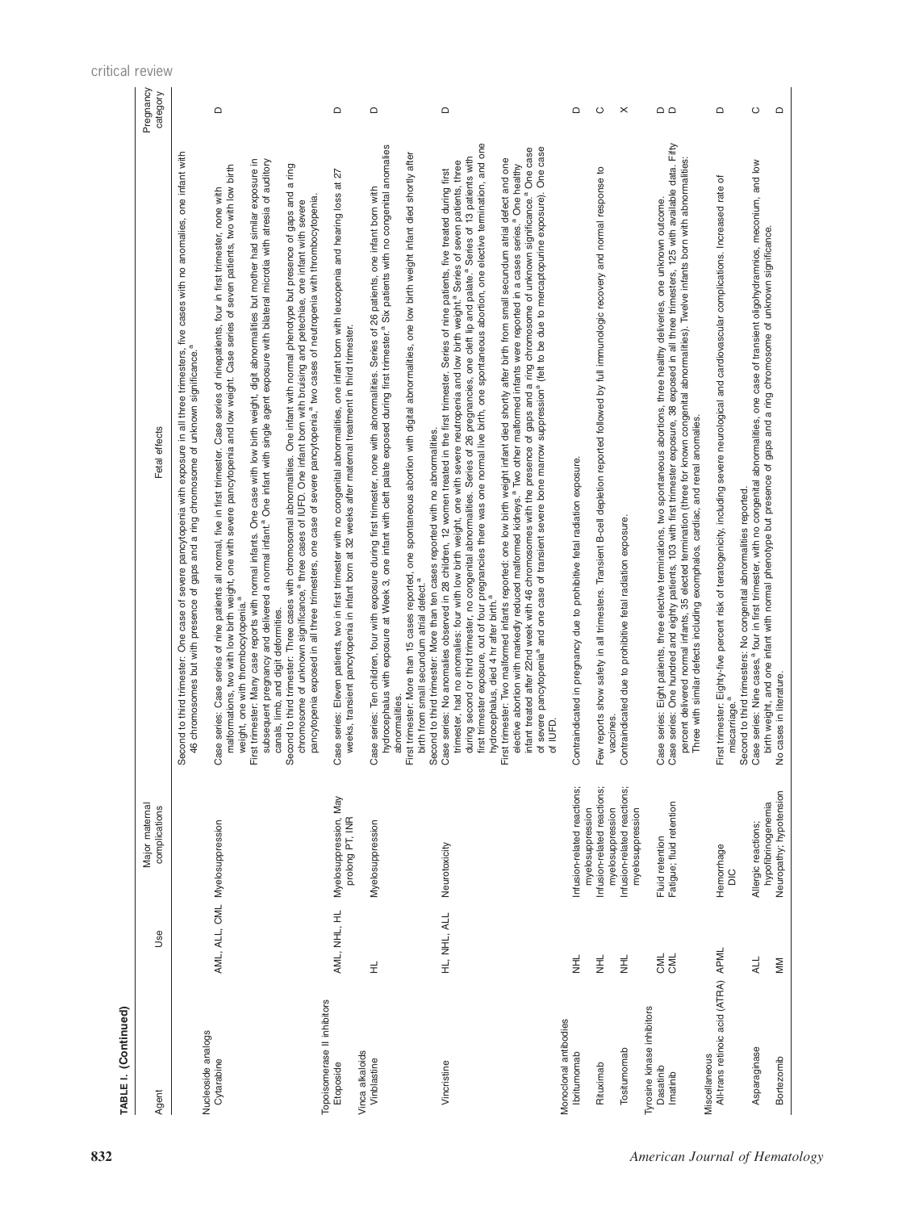TABLE I. (Continued)

| Agent | Use | Major maternal complications | Fetal effects | Pregnancy category |
|---|---|---|---|---|
| | | | Second to third trimester: One case of severe pancytopenia with exposure in all three trimesters, five cases with no anomalies, one infant with 46 chromosomes but with presence of gaps and a ring chromosome of unknown significance.[a] | |
| Nucleoside analogs | | | | |
| Cytarabine | AML, ALL, CML | Myelosuppression | Case series: Case series of nine patients all normal, five in first trimester. Case series of ninepatients, four in first trimester, none with malformations, two with low birth weight, one with severe pancytopenia and low weight. Case series of seven patients, two with low birth weight, one with thrombocytopenia.[a] First trimester: Many case reports with normal infants. One case with low birth weight, digit abnormalities but mother had similar exposure in subsequent pregnancy and delivered a normal infant.[a] One infant with single agent exposure with bilateral microtia with atresia of auditory canals, limb, and digit deformities. Second to third trimester: Three cases with chromosomal abnormalities. One infant with normal phenotype but presence of gaps and a ring chromosome of unknown significance,[a] three cases of IUFD. One infant born with bruising and petechiae, one infant with severe pancytopenia exposed in all three trimesters, one case of severe pancytopenia,[a] two cases of neutropenia with thrombocytopenia. | D |
| Topoisomerase II inhibitors | | | | |
| Etoposide | AML, NHL, HL | Myelosuppression, May prolong PT, INR | Case series: Eleven patients, two in first trimester with no congenital abnormalities, one infant born with leucopenia and hearing loss at 27 weeks, transient pancytopenia in infant born at 32 weeks after maternal treatment in third trimester. | D |
| Vinca alkaloids | | | | |
| Vinblastine | HL | Myelosuppression | Case series: Ten children, four with exposure during first trimester, none with abnormalities. Series of 26 patients, one infant born with hydrocephalus with exposure at Week 3, one infant with cleft palate exposed during first trimester.[a] Six patients with no congenital anomalies abnormalities. First trimester: More than 15 cases reported, one spontaneous abortion with digital abnormalities, one low birth weight infant died shortly after birth from small secundum atrial defect.[a] Second to third trimester: More than ten cases reported with no abnormalities. | D |
| Vincristine | HL, NHL, ALL | Neurotoxicity | Case series: No anomalies observed in 28 children, 12 women treated in the first trimester. Series of nine patients, five treated during first trimester, had no anomalies: four with low birth weight, one with severe neutropenia and low birth weight.[a] Series of seven patients, three during second or third trimester, no congenital abnormalities. Series of 26 pregnancies, one cleft lip and palate.[a] Series of 13 patients with first trimester exposure, out of four pregnancies there was one normal live birth, one spontaneous abortion, one elective termination, and one hydrocephalus, died 4 hr after birth.[a] First trimester: Two malformed infants reported: one low birth weight infant died shortly after birth from small secundum atrial defect and one elective abortion with markedly reduced malformed kidneys.[a] Two other malformed infants were reported in a cases series.[a] One healthy infant treated after 22nd week with 46 chromosomes with the presence of gaps and a ring chromosome of unknown significance.[a] One case of severe pancytopenia[a] and one case of transient severe bone marrow suppression[a] (felt to be due to mercaptopurine exposure). One case of IUFD. | D |
| Monoclonal antibodies | | | | |
| Ibritumomab | NHL | Infusion-related reactions; myelosuppression | Contraindicated in pregnancy due to prohibitive fetal radiation exposure. | D |
| Rituximab | NHL | Infusion-related reactions; myelosuppression | Few reports show safety in all trimesters. Transient B-cell depletion reported followed by full immunologic recovery and normal response to vaccines. | C |
| Tositumomab | NHL | Infusion-related reactions; myelosuppression | Contraindicated due to prohibitive fetal radiation exposure. | X |
| Tyrosine kinase inhibitors | | | | |
| Dasatinib | CML | Fluid retention | Case series: Eight patients, three elective terminations, two spontaneous abortions, three healthy deliveries, one unknown outcome. | D |
| Imatinib | CML | Fatigue; fluid retention | Case series: One hundred and eighty patients, 103 with first trimester exposure, 38 exposed in all three trimesters, 125 with available data. Fifty percent delivered normal infants, 35 elected termination (three for known congenital abnormalities). Twelve infants born with abnormalities: Three with similar defects including exomphalos, cardiac, and renal anomalies. | D |
| Miscellaneous | | | | |
| All-trans retinoic acid (ATRA) | APML | Hemorrhage DIC | First trimester: Eighty-five percent risk of teratogenicity, including severe neurological and cardiovascular complications. Increased rate of miscarriage.[a] Second to third trimesters: No congenital abnormalities reported. | D |
| Asparaginase | ALL | Allergic reactions; hypofibrinogenemia | Case series: Nine cases,[a] four in first trimester, with no congenital abnormalities, one case of transient oligohydramnios, meconium, and low birth weight, and one infant with normal phenotype but presence of gaps and a ring chromosome of unknown significance. | C |
| Bortezomib | MM | Neuropathy; hypotension | No cases in literature. | D |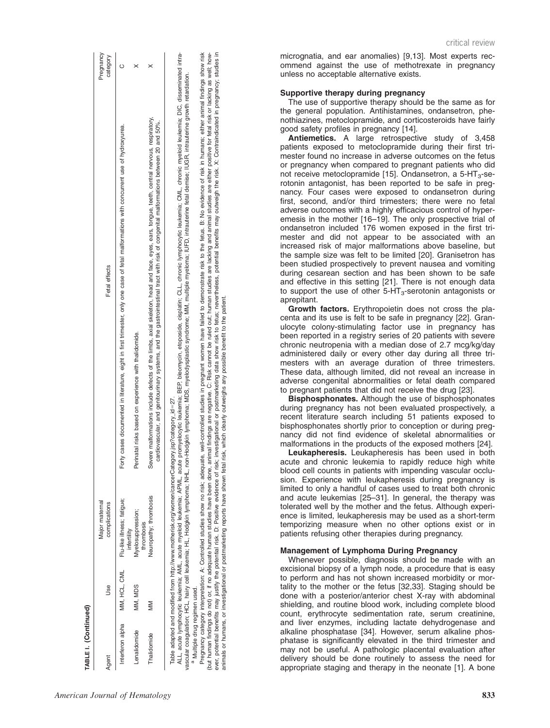TABLE I. (Continued)

| Agent | Use | Major maternal complications | Fetal effects | Pregnancy category |
|---|---|---|---|---|
| Interferon alpha | MM, HCL, CML | Flu-like illness; fatigue; infertility | Forty cases documented in literature, eight in first trimester, only one case of fetal malformations with concurrent use of hydroxyurea. | C |
| Lenalidomide | MM, MDS | Myelosuppression; thrombosis | Perinatal risks based on experience with thalidomide. | X |
| Thalidomide | MM | Neuropathy; thrombosis | Severe malformations include defects of the limbs, axial skeleton, head and face, eyes, ears, tongue, teeth, central nervous, respiratory, cardiovascular, and genitourinary systems, and the gastrointestinal tract with risk of congenital malformations between 20 and 50%. | X |

Table adapted and modified from http://www.motherisk.org/women/cancerCategory.jsp?category_id=27.

ALL, acute lymphocytic leukemia; AML, acute myeloid leukemia; APML, acute promyelocytic leukemia; BEP, bleomycin, etoposide, cisplatin; CLL, chronic lymphocytic leukemia; CML, chronic myeloid leukemia; DIC, disseminated intravascular coagulation; HCL, hairy cell leukemia; HL, Hodgkin lymphoma; NHL, non-Hodgkin lymphoma; MDS, myelodysplastic syndrome; MM, multiple myeloma; IUFD, intrauterine fetal demise; IUGR, intrauterine growth retardation.

[a] Multiple drug regimen used.

Pregnancy category interpretation: A: Controlled studies show no risk; adequate, well-controlled studies in pregnant women have failed to demonstrate risk to the fetus. B: No evidence of risk in humans; either animal findings show risk (but human findings do not) or, if no adequate human studies have been done, animal findings are negative. C: Risk cannot be ruled out; human studies are lacking and animal studies are either positive for fetal risk or lacking as well; however, potential benefits may justify the potential risk. D: Positive evidence of risk; investigational or postmarketing data show risk to fetus; nevertheless, potential benefits may outweigh the risk. X: Contraindicated in pregnancy; studies in animals or humans, or investigational or postmarketing reports have shown fetal risk, which clearly outweighs any possible benefit to the patient.

micrognatia, and ear anomalies) [9,13]. Most experts recommend against the use of methotrexate in pregnancy unless no acceptable alternative exists.

### Supportive therapy during pregnancy

The use of supportive therapy should be the same as for the general population. Antihistamines, ondansetron, phenothiazines, metoclopramide, and corticosteroids have fairly good safety profiles in pregnancy [14].

**Antiemetics.** A large retrospective study of 3,458 patients exposed to metoclopramide during their first trimester found no increase in adverse outcomes on the fetus or pregnancy when compared to pregnant patients who did not receive metoclopramide [15]. Ondansetron, a 5-$HT_3$-serotonin antagonist, has been reported to be safe in pregnancy. Four cases were exposed to ondansetron during first, second, and/or third trimesters; there were no fetal adverse outcomes with a highly efficacious control of hyperemesis in the mother [16–19]. The only prospective trial of ondansetron included 176 women exposed in the first trimester and did not appear to be associated with an increased risk of major malformations above baseline, but the sample size was felt to be limited [20]. Granisetron has been studied prospectively to prevent nausea and vomiting during cesarean section and has been shown to be safe and effective in this setting [21]. There is not enough data to support the use of other 5-$HT_3$-serotonin antagonists or aprepitant.

**Growth factors.** Erythropoietin does not cross the placenta and its use is felt to be safe in pregnancy [22]. Granulocyte colony-stimulating factor use in pregnancy has been reported in a registry series of 20 patients with severe chronic neutropenia with a median dose of 2.7 mcg/kg/day administered daily or every other day during all three trimesters with an average duration of three trimesters. These data, although limited, did not reveal an increase in adverse congenital abnormalities or fetal death compared to pregnant patients that did not receive the drug [23].

**Bisphosphonates.** Although the use of bisphosphonates during pregnancy has not been evaluated prospectively, a recent literature search including 51 patients exposed to bisphosphonates shortly prior to conception or during pregnancy did not find evidence of skeletal abnormalities or malformations in the products of the exposed mothers [24].

**Leukapheresis.** Leukapheresis has been used in both acute and chronic leukemia to rapidly reduce high white blood cell counts in patients with impending vascular occlusion. Experience with leukapheresis during pregnancy is limited to only a handful of cases used to treat both chronic and acute leukemias [25–31]. In general, the therapy was tolerated well by the mother and the fetus. Although experience is limited, leukapheresis may be used as a short-term temporizing measure when no other options exist or in patients refusing other therapies during pregnancy.

## Management of Lymphoma During Pregnancy

Whenever possible, diagnosis should be made with an excisional biopsy of a lymph node, a procedure that is easy to perform and has not shown increased morbidity or mortality to the mother or the fetus [32,33]. Staging should be done with a posterior/anterior chest X-ray with abdominal shielding, and routine blood work, including complete blood count, erythrocyte sedimentation rate, serum creatinine, and liver enzymes, including lactate dehydrogenase and alkaline phosphatase [34]. However, serum alkaline phosphatase is significantly elevated in the third trimester and may not be useful. A pathologic placental evaluation after delivery should be done routinely to assess the need for appropriate staging and therapy in the neonate [1]. A bone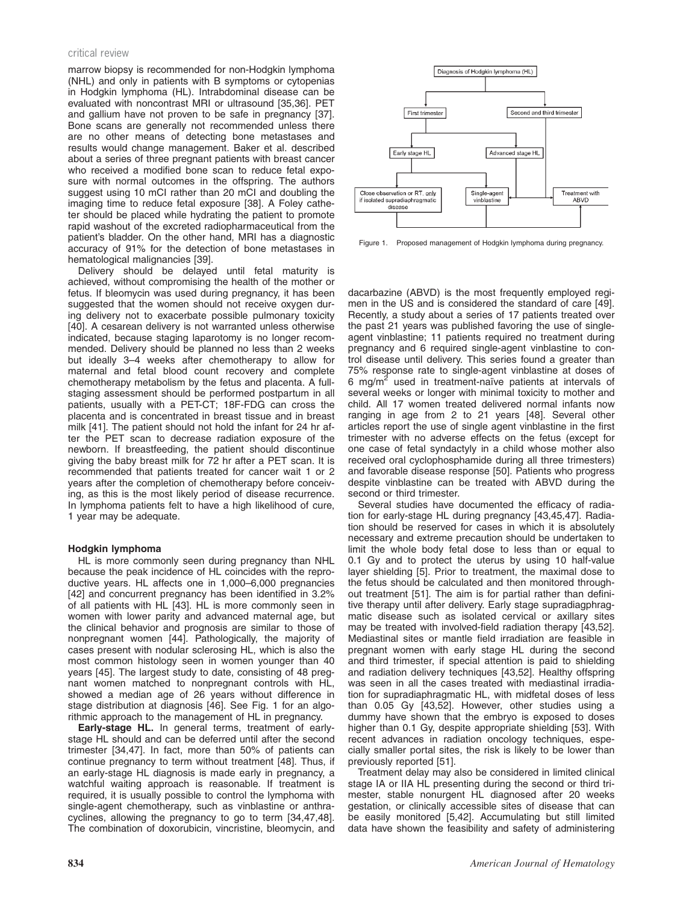marrow biopsy is recommended for non-Hodgkin lymphoma (NHL) and only in patients with B symptoms or cytopenias in Hodgkin lymphoma (HL). Intrabdominal disease can be evaluated with noncontrast MRI or ultrasound [35,36]. PET and gallium have not proven to be safe in pregnancy [37]. Bone scans are generally not recommended unless there are no other means of detecting bone metastases and results would change management. Baker et al. described about a series of three pregnant patients with breast cancer who received a modified bone scan to reduce fetal exposure with normal outcomes in the offspring. The authors suggest using 10 mCI rather than 20 mCI and doubling the imaging time to reduce fetal exposure [38]. A Foley catheter should be placed while hydrating the patient to promote rapid washout of the excreted radiopharmaceutical from the patient's bladder. On the other hand, MRI has a diagnostic accuracy of 91% for the detection of bone metastases in hematological malignancies [39].

Delivery should be delayed until fetal maturity is achieved, without compromising the health of the mother or fetus. If bleomycin was used during pregnancy, it has been suggested that the women should not receive oxygen during delivery not to exacerbate possible pulmonary toxicity [40]. A cesarean delivery is not warranted unless otherwise indicated, because staging laparotomy is no longer recommended. Delivery should be planned no less than 2 weeks but ideally 3–4 weeks after chemotherapy to allow for maternal and fetal blood count recovery and complete chemotherapy metabolism by the fetus and placenta. A full-staging assessment should be performed postpartum in all patients, usually with a PET-CT; 18F-FDG can cross the placenta and is concentrated in breast tissue and in breast milk [41]. The patient should not hold the infant for 24 hr after the PET scan to decrease radiation exposure of the newborn. If breastfeeding, the patient should discontinue giving the baby breast milk for 72 hr after a PET scan. It is recommended that patients treated for cancer wait 1 or 2 years after the completion of chemotherapy before conceiving, as this is the most likely period of disease recurrence. In lymphoma patients felt to have a high likelihood of cure, 1 year may be adequate.

### Hodgkin lymphoma

HL is more commonly seen during pregnancy than NHL because the peak incidence of HL coincides with the reproductive years. HL affects one in 1,000–6,000 pregnancies [42] and concurrent pregnancy has been identified in 3.2% of all patients with HL [43]. HL is more commonly seen in women with lower parity and advanced maternal age, but the clinical behavior and prognosis are similar to those of nonpregnant women [44]. Pathologically, the majority of cases present with nodular sclerosing HL, which is also the most common histology seen in women younger than 40 years [45]. The largest study to date, consisting of 48 pregnant women matched to nonpregnant controls with HL, showed a median age of 26 years without difference in stage distribution at diagnosis [46]. See Fig. 1 for an algorithmic approach to the management of HL in pregnancy.

**Early-stage HL.** In general terms, treatment of early-stage HL should and can be deferred until after the second trimester [34,47]. In fact, more than 50% of patients can continue pregnancy to term without treatment [48]. Thus, if an early-stage HL diagnosis is made early in pregnancy, a watchful waiting approach is reasonable. If treatment is required, it is usually possible to control the lymphoma with single-agent chemotherapy, such as vinblastine or anthracyclines, allowing the pregnancy to go to term [34,47,48]. The combination of doxorubicin, vincristine, bleomycin, and

Diagnosis of Hodgkin lymphoma (HL)

First trimester | Second and third trimester

Early stage HL | Advanced stage HL

Close observation or RT, only if isolated supradiaphragmatic disease | Single-agent vinblastine | Treatment with ABVD

Figure 1. Proposed management of Hodgkin lymphoma during pregnancy.

dacarbazine (ABVD) is the most frequently employed regimen in the US and is considered the standard of care [49]. Recently, a study about a series of 17 patients treated over the past 21 years was published favoring the use of single-agent vinblastine; 11 patients required no treatment during pregnancy and 6 required single-agent vinblastine to control disease until delivery. This series found a greater than 75% response rate to single-agent vinblastine at doses of 6 mg/m$^2$ used in treatment-naïve patients at intervals of several weeks or longer with minimal toxicity to mother and child. All 17 women treated delivered normal infants now ranging in age from 2 to 21 years [48]. Several other articles report the use of single agent vinblastine in the first trimester with no adverse effects on the fetus (except for one case of fetal syndactyly in a child whose mother also received oral cyclophosphamide during all three trimesters) and favorable disease response [50]. Patients who progress despite vinblastine can be treated with ABVD during the second or third trimester.

Several studies have documented the efficacy of radiation for early-stage HL during pregnancy [43,45,47]. Radiation should be reserved for cases in which it is absolutely necessary and extreme precaution should be undertaken to limit the whole body fetal dose to less than or equal to 0.1 Gy and to protect the uterus by using 10 half-value layer shielding [5]. Prior to treatment, the maximal dose to the fetus should be calculated and then monitored throughout treatment [51]. The aim is for partial rather than definitive therapy until after delivery. Early stage supradiagphragmatic disease such as isolated cervical or axillary sites may be treated with involved-field radiation therapy [43,52]. Mediastinal sites or mantle field irradiation are feasible in pregnant women with early stage HL during the second and third trimester, if special attention is paid to shielding and radiation delivery techniques [43,52]. Healthy offspring was seen in all the cases treated with mediastinal irradiation for supradiaphragmatic HL, with midfetal doses of less than 0.05 Gy [43,52]. However, other studies using a dummy have shown that the embryo is exposed to doses higher than 0.1 Gy, despite appropriate shielding [53]. With recent advances in radiation oncology techniques, especially smaller portal sites, the risk is likely to be lower than previously reported [51].

Treatment delay may also be considered in limited clinical stage IA or IIA HL presenting during the second or third trimester, stable nonurgent HL diagnosed after 20 weeks gestation, or clinically accessible sites of disease that can be easily monitored [5,42]. Accumulating but still limited data have shown the feasibility and safety of administering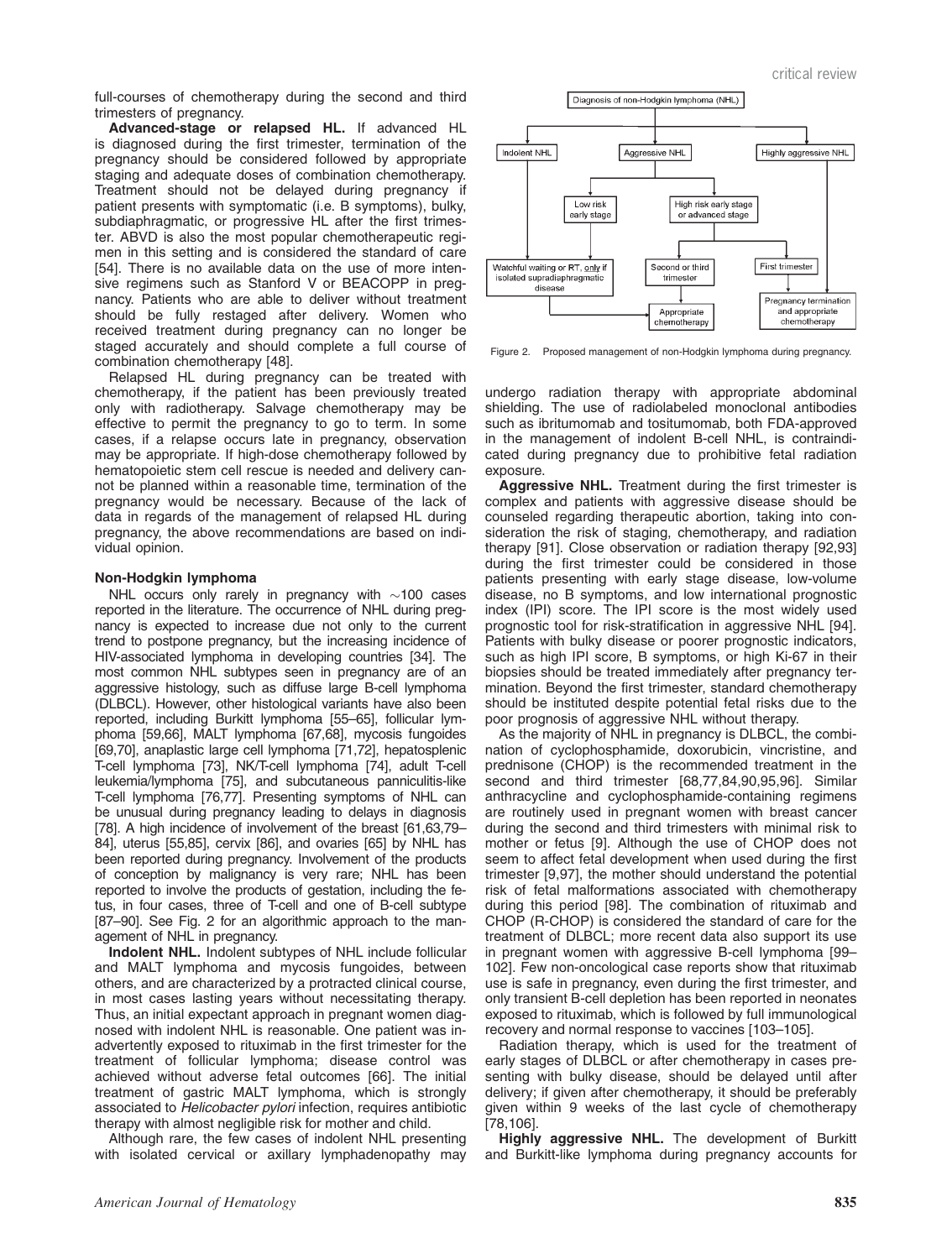full-courses of chemotherapy during the second and third trimesters of pregnancy.

**Advanced-stage or relapsed HL.** If advanced HL is diagnosed during the first trimester, termination of the pregnancy should be considered followed by appropriate staging and adequate doses of combination chemotherapy. Treatment should not be delayed during pregnancy if patient presents with symptomatic (i.e. B symptoms), bulky, subdiaphragmatic, or progressive HL after the first trimester. ABVD is also the most popular chemotherapeutic regimen in this setting and is considered the standard of care [54]. There is no available data on the use of more intensive regimens such as Stanford V or BEACOPP in pregnancy. Patients who are able to deliver without treatment should be fully restaged after delivery. Women who received treatment during pregnancy can no longer be staged accurately and should complete a full course of combination chemotherapy [48].

Relapsed HL during pregnancy can be treated with chemotherapy, if the patient has been previously treated only with radiotherapy. Salvage chemotherapy may be effective to permit the pregnancy to go to term. In some cases, if a relapse occurs late in pregnancy, observation may be appropriate. If high-dose chemotherapy followed by hematopoietic stem cell rescue is needed and delivery cannot be planned within a reasonable time, termination of the pregnancy would be necessary. Because of the lack of data in regards of the management of relapsed HL during pregnancy, the above recommendations are based on individual opinion.

### Non-Hodgkin lymphoma

NHL occurs only rarely in pregnancy with ~100 cases reported in the literature. The occurrence of NHL during pregnancy is expected to increase due not only to the current trend to postpone pregnancy, but the increasing incidence of HIV-associated lymphoma in developing countries [34]. The most common NHL subtypes seen in pregnancy are of an aggressive histology, such as diffuse large B-cell lymphoma (DLBCL). However, other histological variants have also been reported, including Burkitt lymphoma [55–65], follicular lymphoma [59,66], MALT lymphoma [67,68], mycosis fungoides [69,70], anaplastic large cell lymphoma [71,72], hepatosplenic T-cell lymphoma [73], NK/T-cell lymphoma [74], adult T-cell leukemia/lymphoma [75], and subcutaneous panniculitis-like T-cell lymphoma [76,77]. Presenting symptoms of NHL can be unusual during pregnancy leading to delays in diagnosis [78]. A high incidence of involvement of the breast [61,63,79–84], uterus [55,85], cervix [86], and ovaries [65] by NHL has been reported during pregnancy. Involvement of the products of conception by malignancy is very rare; NHL has been reported to involve the products of gestation, including the fetus, in four cases, three of T-cell and one of B-cell subtype [87–90]. See Fig. 2 for an algorithmic approach to the management of NHL in pregnancy.

**Indolent NHL.** Indolent subtypes of NHL include follicular and MALT lymphoma and mycosis fungoides, between others, and are characterized by a protracted clinical course, in most cases lasting years without necessitating therapy. Thus, an initial expectant approach in pregnant women diagnosed with indolent NHL is reasonable. One patient was inadvertently exposed to rituximab in the first trimester for the treatment of follicular lymphoma; disease control was achieved without adverse fetal outcomes [66]. The initial treatment of gastric MALT lymphoma, which is strongly associated to *Helicobacter pylori* infection, requires antibiotic therapy with almost negligible risk for mother and child.

Although rare, the few cases of indolent NHL presenting with isolated cervical or axillary lymphadenopathy may undergo radiation therapy with appropriate abdominal shielding. The use of radiolabeled monoclonal antibodies such as ibritumomab and tositumomab, both FDA-approved in the management of indolent B-cell NHL, is contraindicated during pregnancy due to prohibitive fetal radiation exposure.

Diagnosis of non-Hodgkin lymphoma (NHL) → Indolent NHL / Aggressive NHL / Highly aggressive NHL

- Indolent NHL → Watchful waiting or RT, only if isolated supradiaphragmatic disease → Appropriate chemotherapy
- Aggressive NHL → Low risk early stage → Watchful waiting or RT, only if isolated supradiaphragmatic disease
- Aggressive NHL → High risk early stage or advanced stage → Second or third trimester → Appropriate chemotherapy
- High risk early stage or advanced stage / Highly aggressive NHL → First trimester → Pregnancy termination and appropriate chemotherapy
- Highly aggressive NHL → Second or third trimester → Appropriate chemotherapy

Figure 2. Proposed management of non-Hodgkin lymphoma during pregnancy.

**Aggressive NHL.** Treatment during the first trimester is complex and patients with aggressive disease should be counseled regarding therapeutic abortion, taking into consideration the risk of staging, chemotherapy, and radiation therapy [91]. Close observation or radiation therapy [92,93] during the first trimester could be considered in those patients presenting with early stage disease, low-volume disease, no B symptoms, and low international prognostic index (IPI) score. The IPI score is the most widely used prognostic tool for risk-stratification in aggressive NHL [94]. Patients with bulky disease or poorer prognostic indicators, such as high IPI score, B symptoms, or high Ki-67 in their biopsies should be treated immediately after pregnancy termination. Beyond the first trimester, standard chemotherapy should be instituted despite potential fetal risks due to the poor prognosis of aggressive NHL without therapy.

As the majority of NHL in pregnancy is DLBCL, the combination of cyclophosphamide, doxorubicin, vincristine, and prednisone (CHOP) is the recommended treatment in the second and third trimester [68,77,84,90,95,96]. Similar anthracycline and cyclophosphamide-containing regimens are routinely used in pregnant women with breast cancer during the second and third trimesters with minimal risk to mother or fetus [9]. Although the use of CHOP does not seem to affect fetal development when used during the first trimester [9,97], the mother should understand the potential risk of fetal malformations associated with chemotherapy during this period [98]. The combination of rituximab and CHOP (R-CHOP) is considered the standard of care for the treatment of DLBCL; more recent data also support its use in pregnant women with aggressive B-cell lymphoma [99–102]. Few non-oncological case reports show that rituximab use is safe in pregnancy, even during the first trimester, and only transient B-cell depletion has been reported in neonates exposed to rituximab, which is followed by full immunological recovery and normal response to vaccines [103–105].

Radiation therapy, which is used for the treatment of early stages of DLBCL or after chemotherapy in cases presenting with bulky disease, should be delayed until after delivery; if given after chemotherapy, it should be preferably given within 9 weeks of the last cycle of chemotherapy [78,106].

**Highly aggressive NHL.** The development of Burkitt and Burkitt-like lymphoma during pregnancy accounts for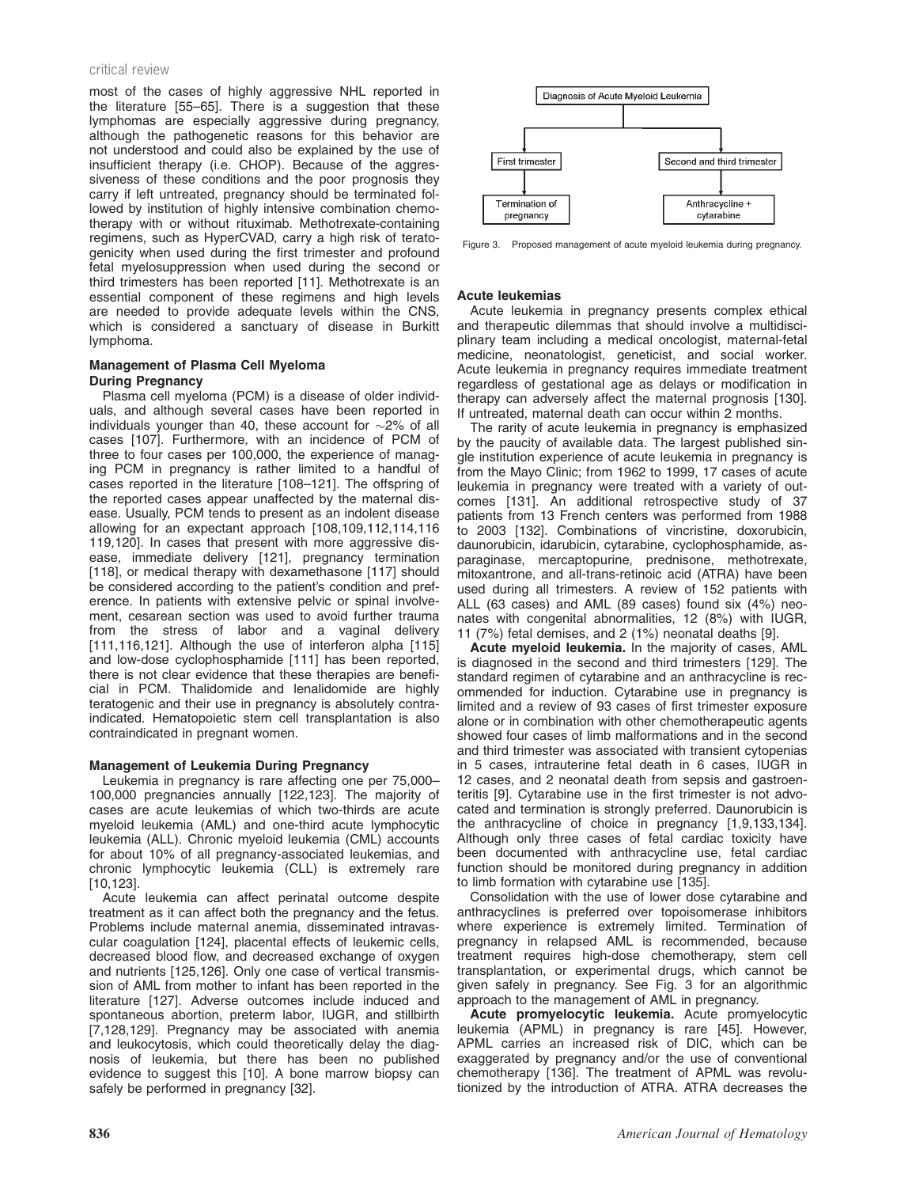most of the cases of highly aggressive NHL reported in the literature [55–65]. There is a suggestion that these lymphomas are especially aggressive during pregnancy, although the pathogenetic reasons for this behavior are not understood and could also be explained by the use of insufficient therapy (i.e. CHOP). Because of the aggressiveness of these conditions and the poor prognosis they carry if left untreated, pregnancy should be terminated followed by institution of highly intensive combination chemotherapy with or without rituximab. Methotrexate-containing regimens, such as HyperCVAD, carry a high risk of teratogenicity when used during the first trimester and profound fetal myelosuppression when used during the second or third trimesters has been reported [11]. Methotrexate is an essential component of these regimens and high levels are needed to provide adequate levels within the CNS, which is considered a sanctuary of disease in Burkitt lymphoma.

### Management of Plasma Cell Myeloma During Pregnancy

Plasma cell myeloma (PCM) is a disease of older individuals, and although several cases have been reported in individuals younger than 40, these account for ~2% of all cases [107]. Furthermore, with an incidence of PCM of three to four cases per 100,000, the experience of managing PCM in pregnancy is rather limited to a handful of cases reported in the literature [108–121]. The offspring of the reported cases appear unaffected by the maternal disease. Usually, PCM tends to present as an indolent disease allowing for an expectant approach [108,109,112,114,116 119,120]. In cases that present with more aggressive disease, immediate delivery [121], pregnancy termination [118], or medical therapy with dexamethasone [117] should be considered according to the patient's condition and preference. In patients with extensive pelvic or spinal involvement, cesarean section was used to avoid further trauma from the stress of labor and a vaginal delivery [111,116,121]. Although the use of interferon alpha [115] and low-dose cyclophosphamide [111] has been reported, there is not clear evidence that these therapies are beneficial in PCM. Thalidomide and lenalidomide are highly teratogenic and their use in pregnancy is absolutely contraindicated. Hematopoietic stem cell transplantation is also contraindicated in pregnant women.

### Management of Leukemia During Pregnancy

Leukemia in pregnancy is rare affecting one per 75,000–100,000 pregnancies annually [122,123]. The majority of cases are acute leukemias of which two-thirds are acute myeloid leukemia (AML) and one-third acute lymphocytic leukemia (ALL). Chronic myeloid leukemia (CML) accounts for about 10% of all pregnancy-associated leukemias, and chronic lymphocytic leukemia (CLL) is extremely rare [10,123].

Acute leukemia can affect perinatal outcome despite treatment as it can affect both the pregnancy and the fetus. Problems include maternal anemia, disseminated intravascular coagulation [124], placental effects of leukemic cells, decreased blood flow, and decreased exchange of oxygen and nutrients [125,126]. Only one case of vertical transmission of AML from mother to infant has been reported in the literature [127]. Adverse outcomes include induced and spontaneous abortion, preterm labor, IUGR, and stillbirth [7,128,129]. Pregnancy may be associated with anemia and leukocytosis, which could theoretically delay the diagnosis of leukemia, but there has been no published evidence to suggest this [10]. A bone marrow biopsy can safely be performed in pregnancy [32].

```
Diagnosis of Acute Myeloid Leukemia
├── First trimester → Termination of pregnancy
└── Second and third trimester → Anthracycline + cytarabine
```

Figure 3. Proposed management of acute myeloid leukemia during pregnancy.

#### Acute leukemias

Acute leukemia in pregnancy presents complex ethical and therapeutic dilemmas that should involve a multidisciplinary team including a medical oncologist, maternal-fetal medicine, neonatologist, geneticist, and social worker. Acute leukemia in pregnancy requires immediate treatment regardless of gestational age as delays or modification in therapy can adversely affect the maternal prognosis [130]. If untreated, maternal death can occur within 2 months.

The rarity of acute leukemia in pregnancy is emphasized by the paucity of available data. The largest published single institution experience of acute leukemia in pregnancy is from the Mayo Clinic; from 1962 to 1999, 17 cases of acute leukemia in pregnancy were treated with a variety of outcomes [131]. An additional retrospective study of 37 patients from 13 French centers was performed from 1988 to 2003 [132]. Combinations of vincristine, doxorubicin, daunorubicin, idarubicin, cytarabine, cyclophosphamide, asparaginase, mercaptopurine, prednisone, methotrexate, mitoxantrone, and all-trans-retinoic acid (ATRA) have been used during all trimesters. A review of 152 patients with ALL (63 cases) and AML (89 cases) found six (4%) neonates with congenital abnormalities, 12 (8%) with IUGR, 11 (7%) fetal demises, and 2 (1%) neonatal deaths [9].

**Acute myeloid leukemia.** In the majority of cases, AML is diagnosed in the second and third trimesters [129]. The standard regimen of cytarabine and an anthracycline is recommended for induction. Cytarabine use in pregnancy is limited and a review of 93 cases of first trimester exposure alone or in combination with other chemotherapeutic agents showed four cases of limb malformations and in the second and third trimester was associated with transient cytopenias in 5 cases, intrauterine fetal death in 6 cases, IUGR in 12 cases, and 2 neonatal death from sepsis and gastroenteritis [9]. Cytarabine use in the first trimester is not advocated and termination is strongly preferred. Daunorubicin is the anthracycline of choice in pregnancy [1,9,133,134]. Although only three cases of fetal cardiac toxicity have been documented with anthracycline use, fetal cardiac function should be monitored during pregnancy in addition to limb formation with cytarabine use [135].

Consolidation with the use of lower dose cytarabine and anthracyclines is preferred over topoisomerase inhibitors where experience is extremely limited. Termination of pregnancy in relapsed AML is recommended, because treatment requires high-dose chemotherapy, stem cell transplantation, or experimental drugs, which cannot be given safely in pregnancy. See Fig. 3 for an algorithmic approach to the management of AML in pregnancy.

**Acute promyelocytic leukemia.** Acute promyelocytic leukemia (APML) in pregnancy is rare [45]. However, APML carries an increased risk of DIC, which can be exaggerated by pregnancy and/or the use of conventional chemotherapy [136]. The treatment of APML was revolutionized by the introduction of ATRA. ATRA decreases the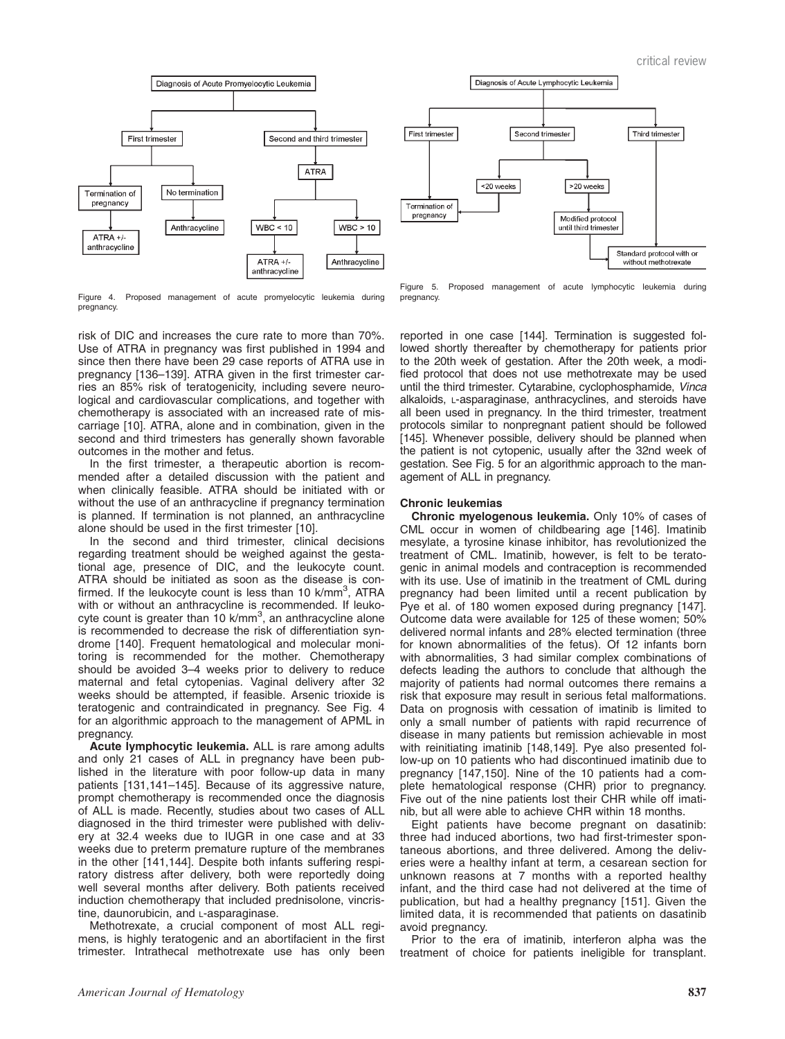Figure 4. Proposed management of acute promyelocytic leukemia during pregnancy.

Figure 5. Proposed management of acute lymphocytic leukemia during pregnancy.

risk of DIC and increases the cure rate to more than 70%. Use of ATRA in pregnancy was first published in 1994 and since then there have been 29 case reports of ATRA use in pregnancy [136–139]. ATRA given in the first trimester carries an 85% risk of teratogenicity, including severe neurological and cardiovascular complications, and together with chemotherapy is associated with an increased rate of miscarriage [10]. ATRA, alone and in combination, given in the second and third trimesters has generally shown favorable outcomes in the mother and fetus.

In the first trimester, a therapeutic abortion is recommended after a detailed discussion with the patient and when clinically feasible. ATRA should be initiated with or without the use of an anthracycline if pregnancy termination is planned. If termination is not planned, an anthracycline alone should be used in the first trimester [10].

In the second and third trimester, clinical decisions regarding treatment should be weighed against the gestational age, presence of DIC, and the leukocyte count. ATRA should be initiated as soon as the disease is confirmed. If the leukocyte count is less than 10 k/mm$^3$, ATRA with or without an anthracycline is recommended. If leukocyte count is greater than 10 k/mm$^3$, an anthracycline alone is recommended to decrease the risk of differentiation syndrome [140]. Frequent hematological and molecular monitoring is recommended for the mother. Chemotherapy should be avoided 3–4 weeks prior to delivery to reduce maternal and fetal cytopenias. Vaginal delivery after 32 weeks should be attempted, if feasible. Arsenic trioxide is teratogenic and contraindicated in pregnancy. See Fig. 4 for an algorithmic approach to the management of APML in pregnancy.

**Acute lymphocytic leukemia.** ALL is rare among adults and only 21 cases of ALL in pregnancy have been published in the literature with poor follow-up data in many patients [131,141–145]. Because of its aggressive nature, prompt chemotherapy is recommended once the diagnosis of ALL is made. Recently, studies about two cases of ALL diagnosed in the third trimester were published with delivery at 32.4 weeks due to IUGR in one case and at 33 weeks due to preterm premature rupture of the membranes in the other [141,144]. Despite both infants suffering respiratory distress after delivery, both were reportedly doing well several months after delivery. Both patients received induction chemotherapy that included prednisolone, vincristine, daunorubicin, and L-asparaginase.

Methotrexate, a crucial component of most ALL regimens, is highly teratogenic and an abortifacient in the first trimester. Intrathecal methotrexate use has only been reported in one case [144]. Termination is suggested followed shortly thereafter by chemotherapy for patients prior to the 20th week of gestation. After the 20th week, a modified protocol that does not use methotrexate may be used until the third trimester. Cytarabine, cyclophosphamide, *Vinca* alkaloids, L-asparaginase, anthracyclines, and steroids have all been used in pregnancy. In the third trimester, treatment protocols similar to nonpregnant patient should be followed [145]. Whenever possible, delivery should be planned when the patient is not cytopenic, usually after the 32nd week of gestation. See Fig. 5 for an algorithmic approach to the management of ALL in pregnancy.

### Chronic leukemias

**Chronic myelogenous leukemia.** Only 10% of cases of CML occur in women of childbearing age [146]. Imatinib mesylate, a tyrosine kinase inhibitor, has revolutionized the treatment of CML. Imatinib, however, is felt to be teratogenic in animal models and contraception is recommended with its use. Use of imatinib in the treatment of CML during pregnancy had been limited until a recent publication by Pye et al. of 180 women exposed during pregnancy [147]. Outcome data were available for 125 of these women; 50% delivered normal infants and 28% elected termination (three for known abnormalities of the fetus). Of 12 infants born with abnormalities, 3 had similar complex combinations of defects leading the authors to conclude that although the majority of patients had normal outcomes there remains a risk that exposure may result in serious fetal malformations. Data on prognosis with cessation of imatinib is limited to only a small number of patients with rapid recurrence of disease in many patients but remission achievable in most with reinitiating imatinib [148,149]. Pye also presented follow-up on 10 patients who had discontinued imatinib due to pregnancy [147,150]. Nine of the 10 patients had a complete hematological response (CHR) prior to pregnancy. Five out of the nine patients lost their CHR while off imatinib, but all were able to achieve CHR within 18 months.

Eight patients have become pregnant on dasatinib: three had induced abortions, two had first-trimester spontaneous abortions, and three delivered. Among the deliveries were a healthy infant at term, a cesarean section for unknown reasons at 7 months with a reported healthy infant, and the third case had not delivered at the time of publication, but had a healthy pregnancy [151]. Given the limited data, it is recommended that patients on dasatinib avoid pregnancy.

Prior to the era of imatinib, interferon alpha was the treatment of choice for patients ineligible for transplant.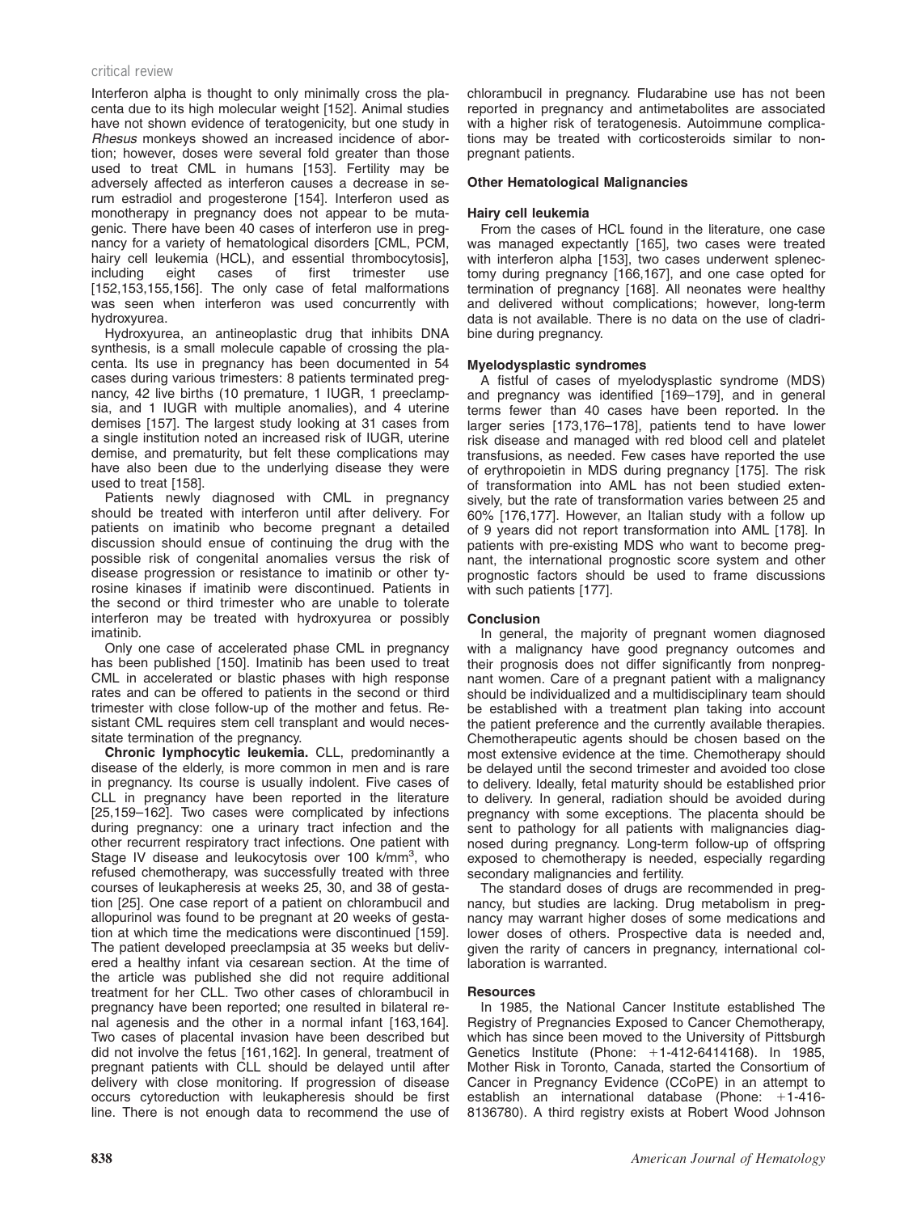Interferon alpha is thought to only minimally cross the placenta due to its high molecular weight [152]. Animal studies have not shown evidence of teratogenicity, but one study in *Rhesus* monkeys showed an increased incidence of abortion; however, doses were several fold greater than those used to treat CML in humans [153]. Fertility may be adversely affected as interferon causes a decrease in serum estradiol and progesterone [154]. Interferon used as monotherapy in pregnancy does not appear to be mutagenic. There have been 40 cases of interferon use in pregnancy for a variety of hematological disorders [CML, PCM, hairy cell leukemia (HCL), and essential thrombocytosis], including eight cases of first trimester use [152,153,155,156]. The only case of fetal malformations was seen when interferon was used concurrently with hydroxyurea.

Hydroxyurea, an antineoplastic drug that inhibits DNA synthesis, is a small molecule capable of crossing the placenta. Its use in pregnancy has been documented in 54 cases during various trimesters: 8 patients terminated pregnancy, 42 live births (10 premature, 1 IUGR, 1 preeclampsia, and 1 IUGR with multiple anomalies), and 4 uterine demises [157]. The largest study looking at 31 cases from a single institution noted an increased risk of IUGR, uterine demise, and prematurity, but felt these complications may have also been due to the underlying disease they were used to treat [158].

Patients newly diagnosed with CML in pregnancy should be treated with interferon until after delivery. For patients on imatinib who become pregnant a detailed discussion should ensue of continuing the drug with the possible risk of congenital anomalies versus the risk of disease progression or resistance to imatinib or other tyrosine kinases if imatinib were discontinued. Patients in the second or third trimester who are unable to tolerate interferon may be treated with hydroxyurea or possibly imatinib.

Only one case of accelerated phase CML in pregnancy has been published [150]. Imatinib has been used to treat CML in accelerated or blastic phases with high response rates and can be offered to patients in the second or third trimester with close follow-up of the mother and fetus. Resistant CML requires stem cell transplant and would necessitate termination of the pregnancy.

**Chronic lymphocytic leukemia.** CLL, predominantly a disease of the elderly, is more common in men and is rare in pregnancy. Its course is usually indolent. Five cases of CLL in pregnancy have been reported in the literature [25,159–162]. Two cases were complicated by infections during pregnancy: one a urinary tract infection and the other recurrent respiratory tract infections. One patient with Stage IV disease and leukocytosis over 100 k/mm$^3$, who refused chemotherapy, was successfully treated with three courses of leukapheresis at weeks 25, 30, and 38 of gestation [25]. One case report of a patient on chlorambucil and allopurinol was found to be pregnant at 20 weeks of gestation at which time the medications were discontinued [159]. The patient developed preeclampsia at 35 weeks but delivered a healthy infant via cesarean section. At the time of the article was published she did not require additional treatment for her CLL. Two other cases of chlorambucil in pregnancy have been reported; one resulted in bilateral renal agenesis and the other in a normal infant [163,164]. Two cases of placental invasion have been described but did not involve the fetus [161,162]. In general, treatment of pregnant patients with CLL should be delayed until after delivery with close monitoring. If progression of disease occurs cytoreduction with leukapheresis should be first line. There is not enough data to recommend the use of chlorambucil in pregnancy. Fludarabine use has not been reported in pregnancy and antimetabolites are associated with a higher risk of teratogenesis. Autoimmune complications may be treated with corticosteroids similar to nonpregnant patients.

### Other Hematological Malignancies

#### Hairy cell leukemia

From the cases of HCL found in the literature, one case was managed expectantly [165], two cases were treated with interferon alpha [153], two cases underwent splenectomy during pregnancy [166,167], and one case opted for termination of pregnancy [168]. All neonates were healthy and delivered without complications; however, long-term data is not available. There is no data on the use of cladribine during pregnancy.

#### Myelodysplastic syndromes

A fistful of cases of myelodysplastic syndrome (MDS) and pregnancy was identified [169–179], and in general terms fewer than 40 cases have been reported. In the larger series [173,176–178], patients tend to have lower risk disease and managed with red blood cell and platelet transfusions, as needed. Few cases have reported the use of erythropoietin in MDS during pregnancy [175]. The risk of transformation into AML has not been studied extensively, but the rate of transformation varies between 25 and 60% [176,177]. However, an Italian study with a follow up of 9 years did not report transformation into AML [178]. In patients with pre-existing MDS who want to become pregnant, the international prognostic score system and other prognostic factors should be used to frame discussions with such patients [177].

### Conclusion

In general, the majority of pregnant women diagnosed with a malignancy have good pregnancy outcomes and their prognosis does not differ significantly from nonpregnant women. Care of a pregnant patient with a malignancy should be individualized and a multidisciplinary team should be established with a treatment plan taking into account the patient preference and the currently available therapies. Chemotherapeutic agents should be chosen based on the most extensive evidence at the time. Chemotherapy should be delayed until the second trimester and avoided too close to delivery. Ideally, fetal maturity should be established prior to delivery. In general, radiation should be avoided during pregnancy with some exceptions. The placenta should be sent to pathology for all patients with malignancies diagnosed during pregnancy. Long-term follow-up of offspring exposed to chemotherapy is needed, especially regarding secondary malignancies and fertility.

The standard doses of drugs are recommended in pregnancy, but studies are lacking. Drug metabolism in pregnancy may warrant higher doses of some medications and lower doses of others. Prospective data is needed and, given the rarity of cancers in pregnancy, international collaboration is warranted.

### Resources

In 1985, the National Cancer Institute established The Registry of Pregnancies Exposed to Cancer Chemotherapy, which has since been moved to the University of Pittsburgh Genetics Institute (Phone: +1-412-6414168). In 1985, Mother Risk in Toronto, Canada, started the Consortium of Cancer in Pregnancy Evidence (CCoPE) in an attempt to establish an international database (Phone: +1-416-8136780). A third registry exists at Robert Wood Johnson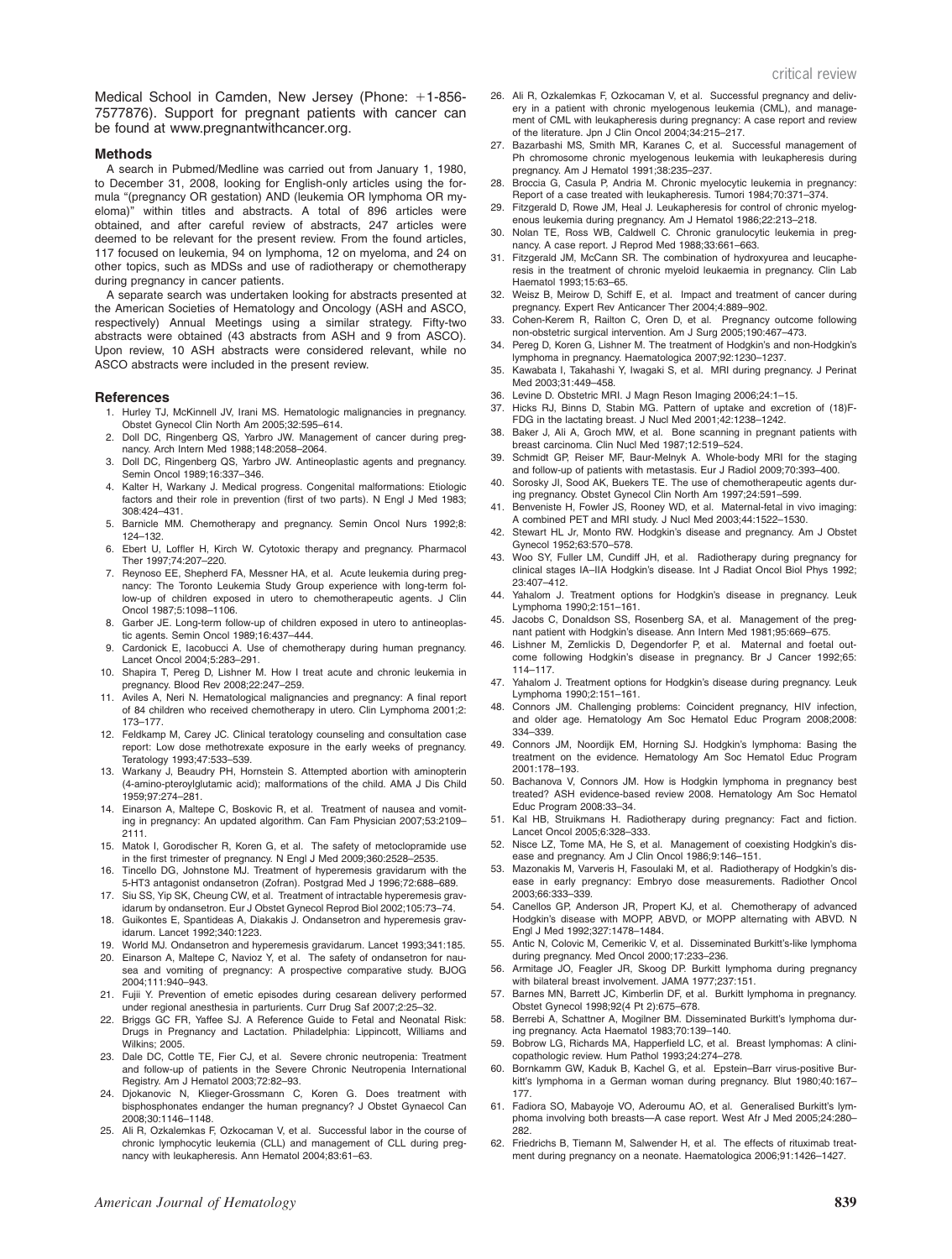Medical School in Camden, New Jersey (Phone: +1-856-7577876). Support for pregnant patients with cancer can be found at www.pregnantwithcancer.org.

## Methods

A search in Pubmed/Medline was carried out from January 1, 1980, to December 31, 2008, looking for English-only articles using the formula "(pregnancy OR gestation) AND (leukemia OR lymphoma OR myeloma)" within titles and abstracts. A total of 896 articles were obtained, and after careful review of abstracts, 247 articles were deemed to be relevant for the present review. From the found articles, 117 focused on leukemia, 94 on lymphoma, 12 on myeloma, and 24 on other topics, such as MDSs and use of radiotherapy or chemotherapy during pregnancy in cancer patients.

A separate search was undertaken looking for abstracts presented at the American Societies of Hematology and Oncology (ASH and ASCO, respectively) Annual Meetings using a similar strategy. Fifty-two abstracts were obtained (43 abstracts from ASH and 9 from ASCO). Upon review, 10 ASH abstracts were considered relevant, while no ASCO abstracts were included in the present review.

## References

1. Hurley TJ, McKinnell JV, Irani MS. Hematologic malignancies in pregnancy. Obstet Gynecol Clin North Am 2005;32:595–614.
2. Doll DC, Ringenberg QS, Yarbro JW. Management of cancer during pregnancy. Arch Intern Med 1988;148:2058–2064.
3. Doll DC, Ringenberg QS, Yarbro JW. Antineoplastic agents and pregnancy. Semin Oncol 1989;16:337–346.
4. Kalter H, Warkany J. Medical progress. Congenital malformations: Etiologic factors and their role in prevention (first of two parts). N Engl J Med 1983; 308:424–431.
5. Barnicle MM. Chemotherapy and pregnancy. Semin Oncol Nurs 1992;8: 124–132.
6. Ebert U, Loffler H, Kirch W. Cytotoxic therapy and pregnancy. Pharmacol Ther 1997;74:207–220.
7. Reynoso EE, Shepherd FA, Messner HA, et al. Acute leukemia during pregnancy: The Toronto Leukemia Study Group experience with long-term follow-up of children exposed in utero to chemotherapeutic agents. J Clin Oncol 1987;5:1098–1106.
8. Garber JE. Long-term follow-up of children exposed in utero to antineoplastic agents. Semin Oncol 1989;16:437–444.
9. Cardonick E, Iacobucci A. Use of chemotherapy during human pregnancy. Lancet Oncol 2004;5:283–291.
10. Shapira T, Pereg D, Lishner M. How I treat acute and chronic leukemia in pregnancy. Blood Rev 2008;22:247–259.
11. Aviles A, Neri N. Hematological malignancies and pregnancy: A final report of 84 children who received chemotherapy in utero. Clin Lymphoma 2001;2: 173–177.
12. Feldkamp M, Carey JC. Clinical teratology counseling and consultation case report: Low dose methotrexate exposure in the early weeks of pregnancy. Teratology 1993;47:533–539.
13. Warkany J, Beaudry PH, Hornstein S. Attempted abortion with aminopterin (4-amino-pteroylglutamic acid); malformations of the child. AMA J Dis Child 1959;97:274–281.
14. Einarson A, Maltepe C, Boskovic R, et al. Treatment of nausea and vomiting in pregnancy: An updated algorithm. Can Fam Physician 2007;53:2109–2111.
15. Matok I, Gorodischer R, Koren G, et al. The safety of metoclopramide use in the first trimester of pregnancy. N Engl J Med 2009;360:2528–2535.
16. Tincello DG, Johnstone MJ. Treatment of hyperemesis gravidarum with the 5-HT3 antagonist ondansetron (Zofran). Postgrad Med J 1996;72:688–689.
17. Siu SS, Yip SK, Cheung CW, et al. Treatment of intractable hyperemesis gravidarum by ondansetron. Eur J Obstet Gynecol Reprod Biol 2002;105:73–74.
18. Guikontes E, Spantideas A, Diakakis J. Ondansetron and hyperemesis gravidarum. Lancet 1992;340:1223.
19. World MJ. Ondansetron and hyperemesis gravidarum. Lancet 1993;341:185.
20. Einarson A, Maltepe C, Navioz Y, et al. The safety of ondansetron for nausea and vomiting of pregnancy: A prospective comparative study. BJOG 2004;111:940–943.
21. Fujii Y. Prevention of emetic episodes during cesarean delivery performed under regional anesthesia in parturients. Curr Drug Saf 2007;2:25–32.
22. Briggs GC FR, Yaffee SJ. A Reference Guide to Fetal and Neonatal Risk: Drugs in Pregnancy and Lactation. Philadelphia: Lippincott, Williams and Wilkins; 2005.
23. Dale DC, Cottle TE, Fier CJ, et al. Severe chronic neutropenia: Treatment and follow-up of patients in the Severe Chronic Neutropenia International Registry. Am J Hematol 2003;72:82–93.
24. Djokanovic N, Klieger-Grossmann C, Koren G. Does treatment with bisphosphonates endanger the human pregnancy? J Obstet Gynaecol Can 2008;30:1146–1148.
25. Ali R, Ozkalemkas F, Ozkocaman V, et al. Successful labor in the course of chronic lymphocytic leukemia (CLL) and management of CLL during pregnancy with leukapheresis. Ann Hematol 2004;83:61–63.
26. Ali R, Ozkalemkas F, Ozkocaman V, et al. Successful pregnancy and delivery in a patient with chronic myelogenous leukemia (CML), and management of CML with leukapheresis during pregnancy: A case report and review of the literature. Jpn J Clin Oncol 2004;34:215–217.
27. Bazarbashi MS, Smith MR, Karanes C, et al. Successful management of Ph chromosome chronic myelogenous leukemia with leukapheresis during pregnancy. Am J Hematol 1991;38:235–237.
28. Broccia G, Casula P, Andria M. Chronic myelocytic leukemia in pregnancy: Report of a case treated with leukapheresis. Tumori 1984;70:371–374.
29. Fitzgerald D, Rowe JM, Heal J. Leukapheresis for control of chronic myelogenous leukemia during pregnancy. Am J Hematol 1986;22:213–218.
30. Nolan TE, Ross WB, Caldwell C. Chronic granulocytic leukemia in pregnancy. A case report. J Reprod Med 1988;33:661–663.
31. Fitzgerald JM, McCann SR. The combination of hydroxyurea and leucapheresis in the treatment of chronic myeloid leukaemia in pregnancy. Clin Lab Haematol 1993;15:63–65.
32. Weisz B, Meirow D, Schiff E, et al. Impact and treatment of cancer during pregnancy. Expert Rev Anticancer Ther 2004;4:889–902.
33. Cohen-Kerem R, Railton C, Oren D, et al. Pregnancy outcome following non-obstetric surgical intervention. Am J Surg 2005;190:467–473.
34. Pereg D, Koren G, Lishner M. The treatment of Hodgkin's and non-Hodgkin's lymphoma in pregnancy. Haematologica 2007;92:1230–1237.
35. Kawabata I, Takahashi Y, Iwagaki S, et al. MRI during pregnancy. J Perinat Med 2003;31:449–458.
36. Levine D. Obstetric MRI. J Magn Reson Imaging 2006;24:1–15.
37. Hicks RJ, Binns D, Stabin MG. Pattern of uptake and excretion of (18)F-FDG in the lactating breast. J Nucl Med 2001;42:1238–1242.
38. Baker J, Ali A, Groch MW, et al. Bone scanning in pregnant patients with breast carcinoma. Clin Nucl Med 1987;12:519–524.
39. Schmidt GP, Reiser MF, Baur-Melnyk A. Whole-body MRI for the staging and follow-up of patients with metastasis. Eur J Radiol 2009;70:393–400.
40. Sorosky JI, Sood AK, Buekers TE. The use of chemotherapeutic agents during pregnancy. Obstet Gynecol Clin North Am 1997;24:591–599.
41. Benveniste H, Fowler JS, Rooney WD, et al. Maternal-fetal in vivo imaging: A combined PET and MRI study. J Nucl Med 2003;44:1522–1530.
42. Stewart HL Jr, Monto RW. Hodgkin's disease and pregnancy. Am J Obstet Gynecol 1952;63:570–578.
43. Woo SY, Fuller LM, Cundiff JH, et al. Radiotherapy during pregnancy for clinical stages IA–IIA Hodgkin's disease. Int J Radiat Oncol Biol Phys 1992; 23:407–412.
44. Yahalom J. Treatment options for Hodgkin's disease in pregnancy. Leuk Lymphoma 1990;2:151–161.
45. Jacobs C, Donaldson SS, Rosenberg SA, et al. Management of the pregnant patient with Hodgkin's disease. Ann Intern Med 1981;95:669–675.
46. Lishner M, Zemlickis D, Degendorfer P, et al. Maternal and foetal outcome following Hodgkin's disease in pregnancy. Br J Cancer 1992;65: 114–117.
47. Yahalom J. Treatment options for Hodgkin's disease during pregnancy. Leuk Lymphoma 1990;2:151–161.
48. Connors JM. Challenging problems: Coincident pregnancy, HIV infection, and older age. Hematology Am Soc Hematol Educ Program 2008;2008: 334–339.
49. Connors JM, Noordijk EM, Horning SJ. Hodgkin's lymphoma: Basing the treatment on the evidence. Hematology Am Soc Hematol Educ Program 2001:178–193.
50. Bachanova V, Connors JM. How is Hodgkin lymphoma in pregnancy best treated? ASH evidence-based review 2008. Hematology Am Soc Hematol Educ Program 2008:33–34.
51. Kal HB, Struikmans H. Radiotherapy during pregnancy: Fact and fiction. Lancet Oncol 2005;6:328–333.
52. Nisce LZ, Tome MA, He S, et al. Management of coexisting Hodgkin's disease and pregnancy. Am J Clin Oncol 1986;9:146–151.
53. Mazonakis M, Varveris H, Fasoulaki M, et al. Radiotherapy of Hodgkin's disease in early pregnancy: Embryo dose measurements. Radiother Oncol 2003;66:333–339.
54. Canellos GP, Anderson JR, Propert KJ, et al. Chemotherapy of advanced Hodgkin's disease with MOPP, ABVD, or MOPP alternating with ABVD. N Engl J Med 1992;327:1478–1484.
55. Antic N, Colovic M, Cemerikic V, et al. Disseminated Burkitt's-like lymphoma during pregnancy. Med Oncol 2000;17:233–236.
56. Armitage JO, Feagler JR, Skoog DP. Burkitt lymphoma during pregnancy with bilateral breast involvement. JAMA 1977;237:151.
57. Barnes MN, Barrett JC, Kimberlin DF, et al. Burkitt lymphoma in pregnancy. Obstet Gynecol 1998;92(4 Pt 2):675–678.
58. Berrebi A, Schattner A, Mogilner BM. Disseminated Burkitt's lymphoma during pregnancy. Acta Haematol 1983;70:139–140.
59. Bobrow LG, Richards MA, Happerfield LC, et al. Breast lymphomas: A clinicopathologic review. Hum Pathol 1993;24:274–278.
60. Bornkamm GW, Kaduk B, Kachel G, et al. Epstein–Barr virus-positive Burkitt's lymphoma in a German woman during pregnancy. Blut 1980;40:167–177.
61. Fadiora SO, Mabayoje VO, Aderoumu AO, et al. Generalised Burkitt's lymphoma involving both breasts—A case report. West Afr J Med 2005;24:280–282.
62. Friedrichs B, Tiemann M, Salwender H, et al. The effects of rituximab treatment during pregnancy on a neonate. Haematologica 2006;91:1426–1427.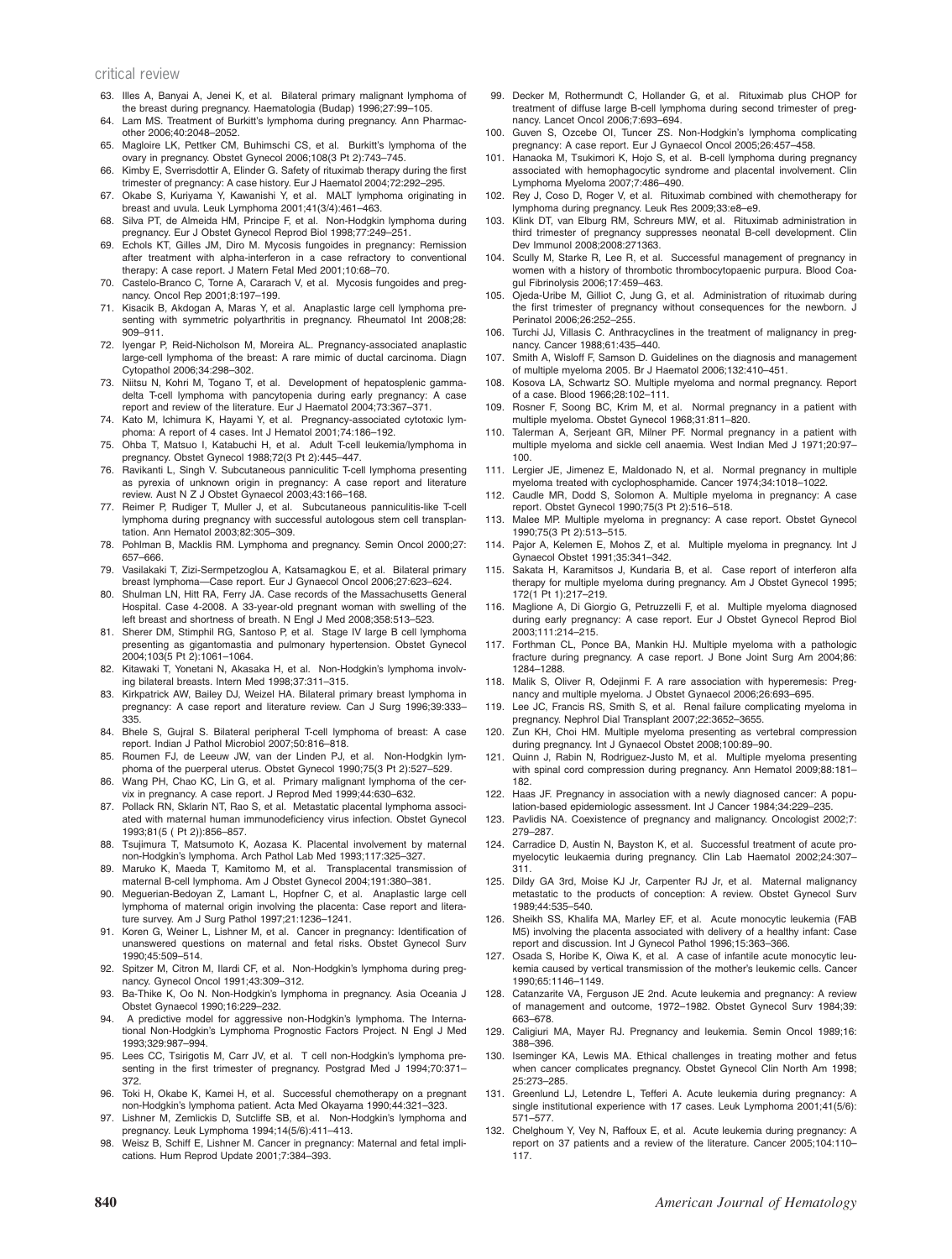63. Illes A, Banyai A, Jenei K, et al. Bilateral primary malignant lymphoma of the breast during pregnancy. Haematologia (Budap) 1996;27:99–105.
64. Lam MS. Treatment of Burkitt's lymphoma during pregnancy. Ann Pharmacother 2006;40:2048–2052.
65. Magloire LK, Pettker CM, Buhimschi CS, et al. Burkitt's lymphoma of the ovary in pregnancy. Obstet Gynecol 2006;108(3 Pt 2):743–745.
66. Kimby E, Sverrisdottir A, Elinder G. Safety of rituximab therapy during the first trimester of pregnancy: A case history. Eur J Haematol 2004;72:292–295.
67. Okabe S, Kuriyama Y, Kawanishi Y, et al. MALT lymphoma originating in breast and uvula. Leuk Lymphoma 2001;41(3/4):461–463.
68. Silva PT, de Almeida HM, Principe F, et al. Non-Hodgkin lymphoma during pregnancy. Eur J Obstet Gynecol Reprod Biol 1998;77:249–251.
69. Echols KT, Gilles JM, Diro M. Mycosis fungoides in pregnancy: Remission after treatment with alpha-interferon in a case refractory to conventional therapy: A case report. J Matern Fetal Med 2001;10:68–70.
70. Castelo-Branco C, Torne A, Cararach V, et al. Mycosis fungoides and pregnancy. Oncol Rep 2001;8:197–199.
71. Kisacik B, Akdogan A, Maras Y, et al. Anaplastic large cell lymphoma presenting with symmetric polyarthritis in pregnancy. Rheumatol Int 2008;28:909–911.
72. Iyengar P, Reid-Nicholson M, Moreira AL. Pregnancy-associated anaplastic large-cell lymphoma of the breast: A rare mimic of ductal carcinoma. Diagn Cytopathol 2006;34:298–302.
73. Niitsu N, Kohri M, Togano T, et al. Development of hepatosplenic gammadelta T-cell lymphoma with pancytopenia during early pregnancy: A case report and review of the literature. Eur J Haematol 2004;73:367–371.
74. Kato M, Ichimura K, Hayami Y, et al. Pregnancy-associated cytotoxic lymphoma: A report of 4 cases. Int J Hematol 2001;74:186–192.
75. Ohba T, Matsuo I, Katabuchi H, et al. Adult T-cell leukemia/lymphoma in pregnancy. Obstet Gynecol 1988;72(3 Pt 2):445–447.
76. Ravikanti L, Singh V. Subcutaneous panniculitic T-cell lymphoma presenting as pyrexia of unknown origin in pregnancy: A case report and literature review. Aust N Z J Obstet Gynaecol 2003;43:166–168.
77. Reimer P, Rudiger T, Muller J, et al. Subcutaneous panniculitis-like T-cell lymphoma during pregnancy with successful autologous stem cell transplantation. Ann Hematol 2003;82:305–309.
78. Pohlman B, Macklis RM. Lymphoma and pregnancy. Semin Oncol 2000;27:657–666.
79. Vasilakaki T, Zizi-Sermpetzoglou A, Katsamagkou E, et al. Bilateral primary breast lymphoma—Case report. Eur J Gynaecol Oncol 2006;27:623–624.
80. Shulman LN, Hitt RA, Ferry JA. Case records of the Massachusetts General Hospital. Case 4-2008. A 33-year-old pregnant woman with swelling of the left breast and shortness of breath. N Engl J Med 2008;358:513–523.
81. Sherer DM, Stimphil RG, Santoso P, et al. Stage IV large B cell lymphoma presenting as gigantomastia and pulmonary hypertension. Obstet Gynecol 2004;103(5 Pt 2):1061–1064.
82. Kitawaki T, Yonetani N, Akasaka H, et al. Non-Hodgkin's lymphoma involving bilateral breasts. Intern Med 1998;37:311–315.
83. Kirkpatrick AW, Bailey DJ, Weizel HA. Bilateral primary breast lymphoma in pregnancy: A case report and literature review. Can J Surg 1996;39:333–335.
84. Bhele S, Gujral S. Bilateral peripheral T-cell lymphoma of breast: A case report. Indian J Pathol Microbiol 2007;50:816–818.
85. Roumen FJ, de Leeuw JW, van der Linden PJ, et al. Non-Hodgkin lymphoma of the puerperal uterus. Obstet Gynecol 1990;75(3 Pt 2):527–529.
86. Wang PH, Chao KC, Lin G, et al. Primary malignant lymphoma of the cervix in pregnancy. A case report. J Reprod Med 1999;44:630–632.
87. Pollack RN, Sklarin NT, Rao S, et al. Metastatic placental lymphoma associated with maternal human immunodeficiency virus infection. Obstet Gynecol 1993;81(5 ( Pt 2)):856–857.
88. Tsujimura T, Matsumoto K, Aozasa K. Placental involvement by maternal non-Hodgkin's lymphoma. Arch Pathol Lab Med 1993;117:325–327.
89. Maruko K, Maeda T, Kamitomo M, et al. Transplacental transmission of maternal B-cell lymphoma. Am J Obstet Gynecol 2004;191:380–381.
90. Meguerian-Bedoyan Z, Lamant L, Hopfner C, et al. Anaplastic large cell lymphoma of maternal origin involving the placenta: Case report and literature survey. Am J Surg Pathol 1997;21:1236–1241.
91. Koren G, Weiner L, Lishner M, et al. Cancer in pregnancy: Identification of unanswered questions on maternal and fetal risks. Obstet Gynecol Surv 1990;45:509–514.
92. Spitzer M, Citron M, Ilardi CF, et al. Non-Hodgkin's lymphoma during pregnancy. Gynecol Oncol 1991;43:309–312.
93. Ba-Thike K, Oo N. Non-Hodgkin's lymphoma in pregnancy. Asia Oceania J Obstet Gynaecol 1990;16:229–232.
94. A predictive model for aggressive non-Hodgkin's lymphoma. The International Non-Hodgkin's Lymphoma Prognostic Factors Project. N Engl J Med 1993;329:987–994.
95. Lees CC, Tsirigotis M, Carr JV, et al. T cell non-Hodgkin's lymphoma presenting in the first trimester of pregnancy. Postgrad Med J 1994;70:371–372.
96. Toki H, Okabe K, Kamei H, et al. Successful chemotherapy on a pregnant non-Hodgkin's lymphoma patient. Acta Med Okayama 1990;44:321–323.
97. Lishner M, Zemlickis D, Sutcliffe SB, et al. Non-Hodgkin's lymphoma and pregnancy. Leuk Lymphoma 1994;14(5/6):411–413.
98. Weisz B, Schiff E, Lishner M. Cancer in pregnancy: Maternal and fetal implications. Hum Reprod Update 2001;7:384–393.
99. Decker M, Rothermundt C, Hollander G, et al. Rituximab plus CHOP for treatment of diffuse large B-cell lymphoma during second trimester of pregnancy. Lancet Oncol 2006;7:693–694.
100. Guven S, Ozcebe OI, Tuncer ZS. Non-Hodgkin's lymphoma complicating pregnancy: A case report. Eur J Gynaecol Oncol 2005;26:457–458.
101. Hanaoka M, Tsukimori K, Hojo S, et al. B-cell lymphoma during pregnancy associated with hemophagocytic syndrome and placental involvement. Clin Lymphoma Myeloma 2007;7:486–490.
102. Rey J, Coso D, Roger V, et al. Rituximab combined with chemotherapy for lymphoma during pregnancy. Leuk Res 2009;33:e8–e9.
103. Klink DT, van Elburg RM, Schreurs MW, et al. Rituximab administration in third trimester of pregnancy suppresses neonatal B-cell development. Clin Dev Immunol 2008;2008:271363.
104. Scully M, Starke R, Lee R, et al. Successful management of pregnancy in women with a history of thrombotic thrombocytopaenic purpura. Blood Coagul Fibrinolysis 2006;17:459–463.
105. Ojeda-Uribe M, Gilliot C, Jung G, et al. Administration of rituximab during the first trimester of pregnancy without consequences for the newborn. J Perinatol 2006;26:252–255.
106. Turchi JJ, Villasis C. Anthracyclines in the treatment of malignancy in pregnancy. Cancer 1988;61:435–440.
107. Smith A, Wisloff F, Samson D. Guidelines on the diagnosis and management of multiple myeloma 2005. Br J Haematol 2006;132:410–451.
108. Kosova LA, Schwartz SO. Multiple myeloma and normal pregnancy. Report of a case. Blood 1966;28:102–111.
109. Rosner F, Soong BC, Krim M, et al. Normal pregnancy in a patient with multiple myeloma. Obstet Gynecol 1968;31:811–820.
110. Talerman A, Serjeant GR, Milner PF. Normal pregnancy in a patient with multiple myeloma and sickle cell anaemia. West Indian Med J 1971;20:97–100.
111. Lergier JE, Jimenez E, Maldonado N, et al. Normal pregnancy in multiple myeloma treated with cyclophosphamide. Cancer 1974;34:1018–1022.
112. Caudle MR, Dodd S, Solomon A. Multiple myeloma in pregnancy: A case report. Obstet Gynecol 1990;75(3 Pt 2):516–518.
113. Malee MP. Multiple myeloma in pregnancy: A case report. Obstet Gynecol 1990;75(3 Pt 2):513–515.
114. Pajor A, Kelemen E, Mohos Z, et al. Multiple myeloma in pregnancy. Int J Gynaecol Obstet 1991;35:341–342.
115. Sakata H, Karamitsos J, Kundaria B, et al. Case report of interferon alfa therapy for multiple myeloma during pregnancy. Am J Obstet Gynecol 1995;172(1 Pt 1):217–219.
116. Maglione A, Di Giorgio G, Petruzzelli F, et al. Multiple myeloma diagnosed during early pregnancy: A case report. Eur J Obstet Gynecol Reprod Biol 2003;111:214–215.
117. Forthman CL, Ponce BA, Mankin HJ. Multiple myeloma with a pathologic fracture during pregnancy. A case report. J Bone Joint Surg Am 2004;86:1284–1288.
118. Malik S, Oliver R, Odejinmi F. A rare association with hyperemesis: Pregnancy and multiple myeloma. J Obstet Gynaecol 2006;26:693–695.
119. Lee JC, Francis RS, Smith S, et al. Renal failure complicating myeloma in pregnancy. Nephrol Dial Transplant 2007;22:3652–3655.
120. Zun KH, Choi HM. Multiple myeloma presenting as vertebral compression during pregnancy. Int J Gynaecol Obstet 2008;100:89–90.
121. Quinn J, Rabin N, Rodriguez-Justo M, et al. Multiple myeloma presenting with spinal cord compression during pregnancy. Ann Hematol 2009;88:181–182.
122. Haas JF. Pregnancy in association with a newly diagnosed cancer: A population-based epidemiologic assessment. Int J Cancer 1984;34:229–235.
123. Pavlidis NA. Coexistence of pregnancy and malignancy. Oncologist 2002;7:279–287.
124. Carradice D, Austin N, Bayston K, et al. Successful treatment of acute promyelocytic leukaemia during pregnancy. Clin Lab Haematol 2002;24:307–311.
125. Dildy GA 3rd, Moise KJ Jr, Carpenter RJ Jr, et al. Maternal malignancy metastatic to the products of conception: A review. Obstet Gynecol Surv 1989;44:535–540.
126. Sheikh SS, Khalifa MA, Marley EF, et al. Acute monocytic leukemia (FAB M5) involving the placenta associated with delivery of a healthy infant: Case report and discussion. Int J Gynecol Pathol 1996;15:363–366.
127. Osada S, Horibe K, Oiwa K, et al. A case of infantile acute monocytic leukemia caused by vertical transmission of the mother's leukemic cells. Cancer 1990;65:1146–1149.
128. Catanzarite VA, Ferguson JE 2nd. Acute leukemia and pregnancy: A review of management and outcome, 1972–1982. Obstet Gynecol Surv 1984;39:663–678.
129. Caligiuri MA, Mayer RJ. Pregnancy and leukemia. Semin Oncol 1989;16:388–396.
130. Iseminger KA, Lewis MA. Ethical challenges in treating mother and fetus when cancer complicates pregnancy. Obstet Gynecol Clin North Am 1998;25:273–285.
131. Greenlund LJ, Letendre L, Tefferi A. Acute leukemia during pregnancy: A single institutional experience with 17 cases. Leuk Lymphoma 2001;41(5/6):571–577.
132. Chelghoum Y, Vey N, Raffoux E, et al. Acute leukemia during pregnancy: A report on 37 patients and a review of the literature. Cancer 2005;104:110–117.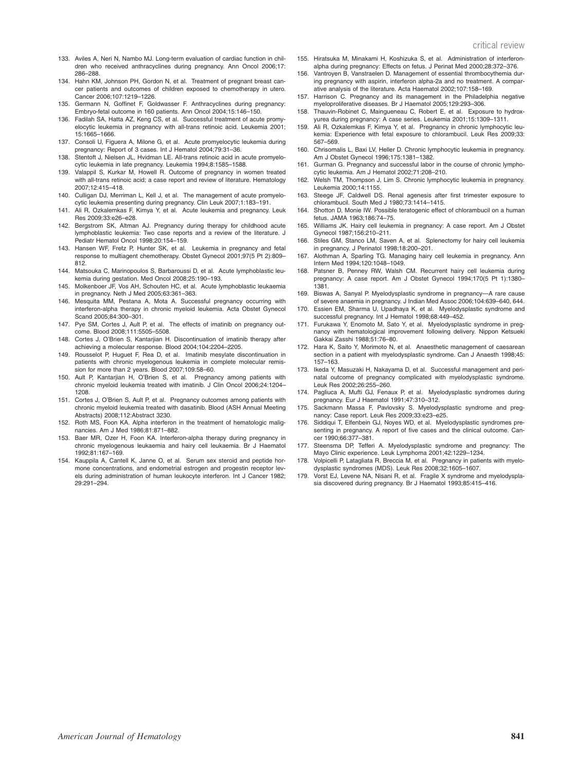133. Aviles A, Neri N, Nambo MJ. Long-term evaluation of cardiac function in children who received anthracyclines during pregnancy. Ann Oncol 2006;17: 286–288.
134. Hahn KM, Johnson PH, Gordon N, et al. Treatment of pregnant breast cancer patients and outcomes of children exposed to chemotherapy in utero. Cancer 2006;107:1219–1226.
135. Germann N, Goffinet F, Goldwasser F. Anthracyclines during pregnancy: Embryo-fetal outcome in 160 patients. Ann Oncol 2004;15:146–150.
136. Fadilah SA, Hatta AZ, Keng CS, et al. Successful treatment of acute promyelocytic leukemia in pregnancy with all-trans retinoic acid. Leukemia 2001; 15:1665–1666.
137. Consoli U, Figuera A, Milone G, et al. Acute promyelocytic leukemia during pregnancy: Report of 3 cases. Int J Hematol 2004;79:31–36.
138. Stentoft J, Nielsen JL, Hvidman LE. All-trans retinoic acid in acute promyelocytic leukemia in late pregnancy. Leukemia 1994;8:1585–1588.
139. Valappil S, Kurkar M, Howell R. Outcome of pregnancy in women treated with all-trans retinoic acid; a case report and review of literature. Hematology 2007;12:415–418.
140. Culligan DJ, Merriman L, Kell J, et al. The management of acute promyelocytic leukemia presenting during pregnancy. Clin Leuk 2007;1:183–191.
141. Ali R, Ozkalemkas F, Kimya Y, et al. Acute leukemia and pregnancy. Leuk Res 2009;33:e26–e28.
142. Bergstrom SK, Altman AJ. Pregnancy during therapy for childhood acute lymphoblastic leukemia: Two case reports and a review of the literature. J Pediatr Hematol Oncol 1998;20:154–159.
143. Hansen WF, Fretz P, Hunter SK, et al. Leukemia in pregnancy and fetal response to multiagent chemotherapy. Obstet Gynecol 2001;97(5 Pt 2):809–812.
144. Matsouka C, Marinopoulos S, Barbaroussi D, et al. Acute lymphoblastic leukemia during gestation. Med Oncol 2008;25:190–193.
145. Molkenboer JF, Vos AH, Schouten HC, et al. Acute lymphoblastic leukaemia in pregnancy. Neth J Med 2005;63:361–363.
146. Mesquita MM, Pestana A, Mota A. Successful pregnancy occurring with interferon-alpha therapy in chronic myeloid leukemia. Acta Obstet Gynecol Scand 2005;84:300–301.
147. Pye SM, Cortes J, Ault P, et al. The effects of imatinib on pregnancy outcome. Blood 2008;111:5505–5508.
148. Cortes J, O'Brien S, Kantarjian H. Discontinuation of imatinib therapy after achieving a molecular response. Blood 2004;104:2204–2205.
149. Rousselot P, Huguet F, Rea D, et al. Imatinib mesylate discontinuation in patients with chronic myelogenous leukemia in complete molecular remission for more than 2 years. Blood 2007;109:58–60.
150. Ault P, Kantarjian H, O'Brien S, et al. Pregnancy among patients with chronic myeloid leukemia treated with imatinib. J Clin Oncol 2006;24:1204–1208.
151. Cortes J, O'Brien S, Ault P, et al. Pregnancy outcomes among patients with chronic myeloid leukemia treated with dasatinib. Blood (ASH Annual Meeting Abstracts) 2008;112:Abstract 3230.
152. Roth MS, Foon KA. Alpha interferon in the treatment of hematologic malignancies. Am J Med 1986;81:871–882.
153. Baer MR, Ozer H, Foon KA. Interferon-alpha therapy during pregnancy in chronic myelogenous leukaemia and hairy cell leukaemia. Br J Haematol 1992;81:167–169.
154. Kauppila A, Cantell K, Janne O, et al. Serum sex steroid and peptide hormone concentrations, and endometrial estrogen and progestin receptor levels during administration of human leukocyte interferon. Int J Cancer 1982; 29:291–294.
155. Hiratsuka M, Minakami H, Koshizuka S, et al. Administration of interferon-alpha during pregnancy: Effects on fetus. J Perinat Med 2000;28:372–376.
156. Vantroyen B, Vanstraelen D. Management of essential thrombocythemia during pregnancy with aspirin, interferon alpha-2a and no treatment. A comparative analysis of the literature. Acta Haematol 2002;107:158–169.
157. Harrison C. Pregnancy and its management in the Philadelphia negative myeloproliferative diseases. Br J Haematol 2005;129:293–306.
158. Thauvin-Robinet C, Maingueneau C, Robert E, et al. Exposure to hydroxyurea during pregnancy: A case series. Leukemia 2001;15:1309–1311.
159. Ali R, Ozkalemkas F, Kimya Y, et al. Pregnancy in chronic lymphocytic leukemia: Experience with fetal exposure to chlorambucil. Leuk Res 2009;33: 567–569.
160. Chrisomalis L, Baxi LV, Heller D. Chronic lymphocytic leukemia in pregnancy. Am J Obstet Gynecol 1996;175:1381–1382.
161. Gurman G. Pregnancy and successful labor in the course of chronic lymphocytic leukemia. Am J Hematol 2002;71:208–210.
162. Welsh TM, Thompson J, Lim S. Chronic lymphocytic leukemia in pregnancy. Leukemia 2000;14:1155.
163. Steege JF, Caldwell DS. Renal agenesis after first trimester exposure to chlorambucil. South Med J 1980;73:1414–1415.
164. Shotton D, Monie IW. Possible teratogenic effect of chlorambucil on a human fetus. JAMA 1963;186:74–75.
165. Williams JK. Hairy cell leukemia in pregnancy: A case report. Am J Obstet Gynecol 1987;156:210–211.
166. Stiles GM, Stanco LM, Saven A, et al. Splenectomy for hairy cell leukemia in pregnancy. J Perinatol 1998;18:200–201.
167. Alothman A, Sparling TG. Managing hairy cell leukemia in pregnancy. Ann Intern Med 1994;120:1048–1049.
168. Patsner B, Penney RW, Walsh CM. Recurrent hairy cell leukemia during pregnancy: A case report. Am J Obstet Gynecol 1994;170(5 Pt 1):1380–1381.
169. Biswas A, Sanyal P. Myelodysplastic syndrome in pregnancy—A rare cause of severe anaemia in pregnancy. J Indian Med Assoc 2006;104:639–640, 644.
170. Essien EM, Sharma U, Upadhaya K, et al. Myelodysplastic syndrome and successful pregnancy. Int J Hematol 1998;68:449–452.
171. Furukawa Y, Enomoto M, Sato Y, et al. Myelodysplastic syndrome in pregnancy with hematological improvement following delivery. Nippon Ketsueki Gakkai Zasshi 1988;51:76–80.
172. Hara K, Saito Y, Morimoto N, et al. Anaesthetic management of caesarean section in a patient with myelodysplastic syndrome. Can J Anaesth 1998;45: 157–163.
173. Ikeda Y, Masuzaki H, Nakayama D, et al. Successful management and perinatal outcome of pregnancy complicated with myelodysplastic syndrome. Leuk Res 2002;26:255–260.
174. Pagliuca A, Mufti GJ, Fenaux P, et al. Myelodysplastic syndromes during pregnancy. Eur J Haematol 1991;47:310–312.
175. Sackmann Massa F, Pavlovsky S. Myelodysplastic syndrome and pregnancy: Case report. Leuk Res 2009;33:e23–e25.
176. Siddiqui T, Elfenbein GJ, Noyes WD, et al. Myelodysplastic syndromes presenting in pregnancy. A report of five cases and the clinical outcome. Cancer 1990;66:377–381.
177. Steensma DP, Tefferi A. Myelodysplastic syndrome and pregnancy: The Mayo Clinic experience. Leuk Lymphoma 2001;42:1229–1234.
178. Volpicelli P, Latagliata R, Breccia M, et al. Pregnancy in patients with myelodysplastic syndromes (MDS). Leuk Res 2008;32:1605–1607.
179. Vorst EJ, Levene NA, Nisani R, et al. Fragile X syndrome and myelodysplasia discovered during pregnancy. Br J Haematol 1993;85:415–416.